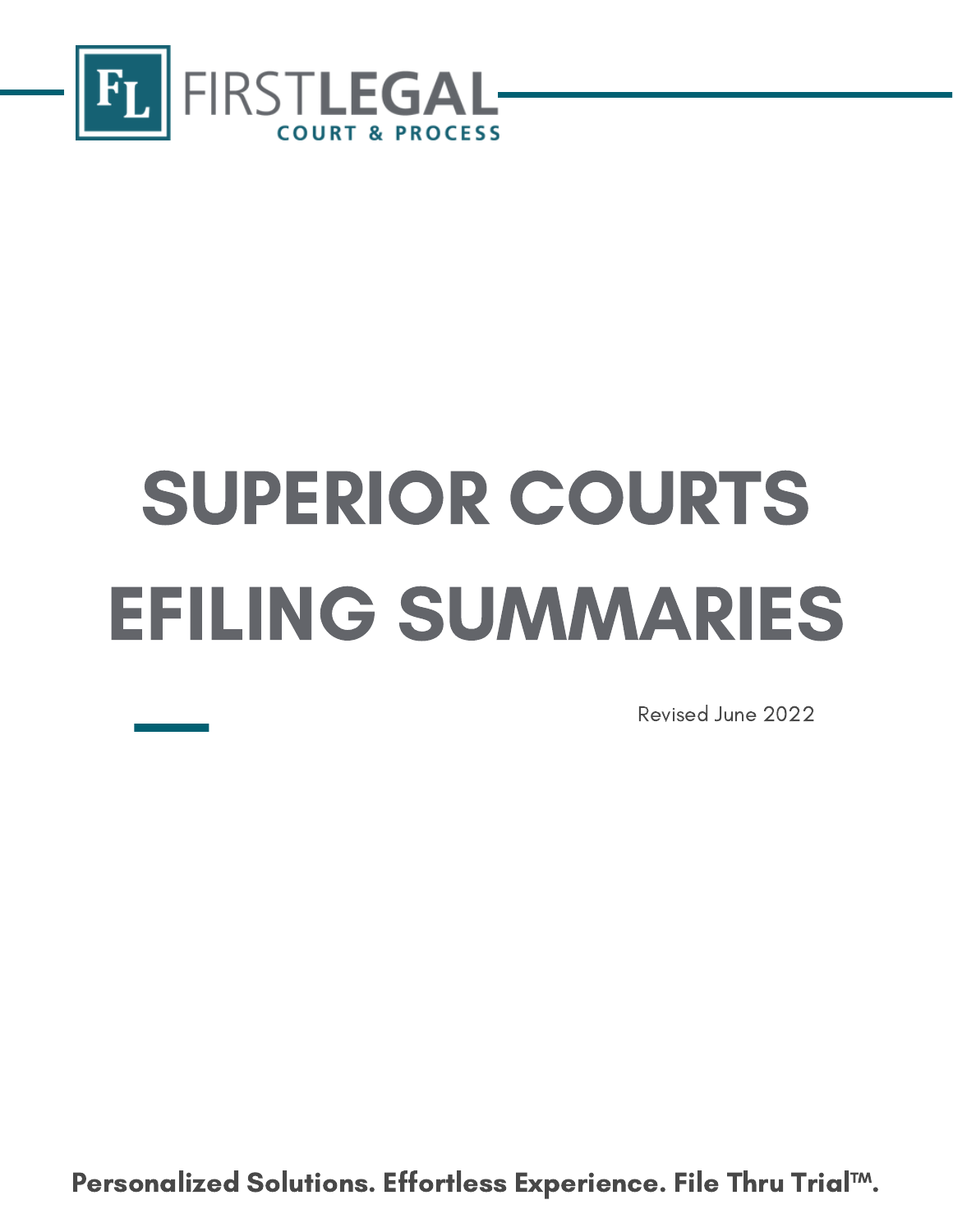FIRSTLEGAL

COURT & PROCESS

# SUPERIOR COURTS EFILING SUMMARIES

Revised June 2022

**Personalized Solutions. Effortless Experience. File Thru Trial™.**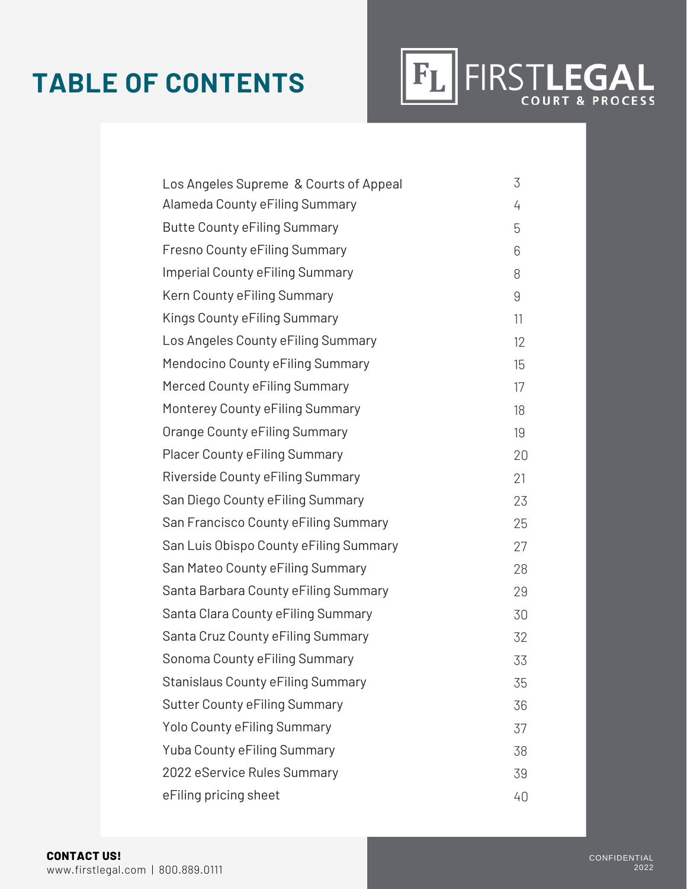# TABLE OF CONTENTS

FIRSTLEGAL COURT & PROCESS

| | |
|---|---|
| Los Angeles Supreme & Courts of Appeal | 3 |
| Alameda County eFiling Summary | 4 |
| Butte County eFiling Summary | 5 |
| Fresno County eFiling Summary | 6 |
| Imperial County eFiling Summary | 8 |
| Kern County eFiling Summary | 9 |
| Kings County eFiling Summary | 11 |
| Los Angeles County eFiling Summary | 12 |
| Mendocino County eFiling Summary | 15 |
| Merced County eFiling Summary | 17 |
| Monterey County eFiling Summary | 18 |
| Orange County eFiling Summary | 19 |
| Placer County eFiling Summary | 20 |
| Riverside County eFiling Summary | 21 |
| San Diego County eFiling Summary | 23 |
| San Francisco County eFiling Summary | 25 |
| San Luis Obispo County eFiling Summary | 27 |
| San Mateo County eFiling Summary | 28 |
| Santa Barbara County eFiling Summary | 29 |
| Santa Clara County eFiling Summary | 30 |
| Santa Cruz County eFiling Summary | 32 |
| Sonoma County eFiling Summary | 33 |
| Stanislaus County eFiling Summary | 35 |
| Sutter County eFiling Summary | 36 |
| Yolo County eFiling Summary | 37 |
| Yuba County eFiling Summary | 38 |
| 2022 eService Rules Summary | 39 |
| eFiling pricing sheet | 40 |

**CONTACT US!**
www.firstlegal.com | 800.889.0111

CONFIDENTIAL
2022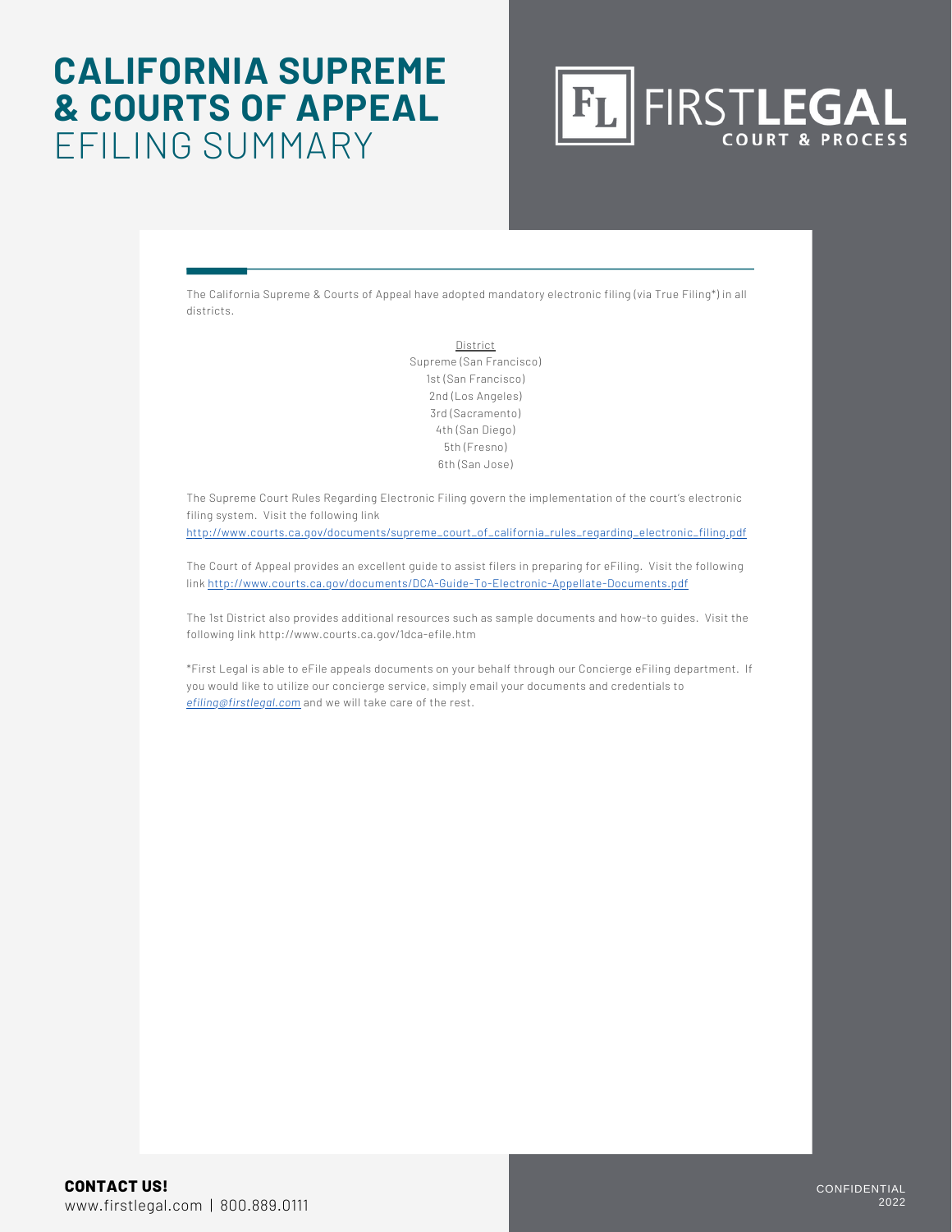# CALIFORNIA SUPREME & COURTS OF APPEAL EFILING SUMMARY

FIRSTLEGAL COURT & PROCESS

The California Supreme & Courts of Appeal have adopted mandatory electronic filing (via True Filing*) in all districts.

District
Supreme (San Francisco)
1st (San Francisco)
2nd (Los Angeles)
3rd (Sacramento)
4th (San Diego)
5th (Fresno)
6th (San Jose)

The Supreme Court Rules Regarding Electronic Filing govern the implementation of the court's electronic filing system. Visit the following link http://www.courts.ca.gov/documents/supreme_court_of_california_rules_regarding_electronic_filing.pdf

The Court of Appeal provides an excellent guide to assist filers in preparing for eFiling. Visit the following link http://www.courts.ca.gov/documents/DCA-Guide-To-Electronic-Appellate-Documents.pdf

The 1st District also provides additional resources such as sample documents and how-to guides. Visit the following link http://www.courts.ca.gov/1dca-efile.htm

*First Legal is able to eFile appeals documents on your behalf through our Concierge eFiling department. If you would like to utilize our concierge service, simply email your documents and credentials to *efiling@firstlegal.com* and we will take care of the rest.

**CONTACT US!**
www.firstlegal.com | 800.889.0111

CONFIDENTIAL
2022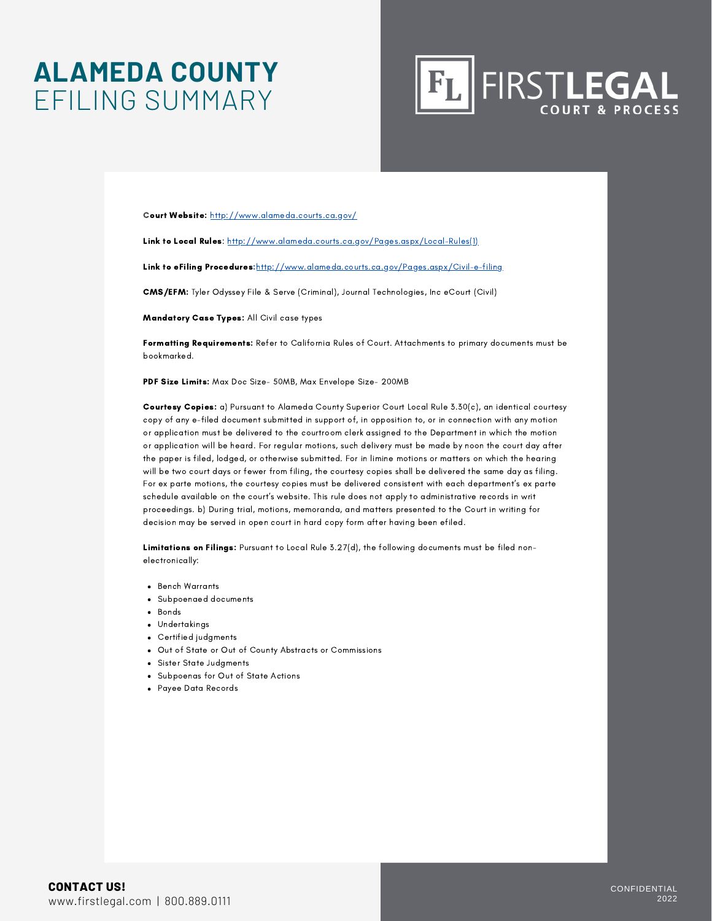# ALAMEDA COUNTY EFILING SUMMARY

FIRSTLEGAL COURT & PROCESS

**Court Website:** http://www.alameda.courts.ca.gov/

**Link to Local Rules**: http://www.alameda.courts.ca.gov/Pages.aspx/Local-Rules(1)

**Link to eFiling Procedures:** http://www.alameda.courts.ca.gov/Pages.aspx/Civil-e-filing

**CMS/EFM:** Tyler Odyssey File & Serve (Criminal), Journal Technologies, Inc eCourt (Civil)

**Mandatory Case Types:** All Civil case types

**Formatting Requirements:** Refer to California Rules of Court. Attachments to primary documents must be bookmarked.

**PDF Size Limits:** Max Doc Size- 50MB, Max Envelope Size- 200MB

**Courtesy Copies:** a) Pursuant to Alameda County Superior Court Local Rule 3.30(c), an identical courtesy copy of any e-filed document submitted in support of, in opposition to, or in connection with any motion or application must be delivered to the courtroom clerk assigned to the Department in which the motion or application will be heard. For regular motions, such delivery must be made by noon the court day after the paper is filed, lodged, or otherwise submitted. For in limine motions or matters on which the hearing will be two court days or fewer from filing, the courtesy copies shall be delivered the same day as filing. For ex parte motions, the courtesy copies must be delivered consistent with each department's ex parte schedule available on the court's website. This rule does not apply to administrative records in writ proceedings. b) During trial, motions, memoranda, and matters presented to the Court in writing for decision may be served in open court in hard copy form after having been efiled.

**Limitations on Filings:** Pursuant to Local Rule 3.27(d), the following documents must be filed non-electronically:

- Bench Warrants
- Subpoenaed documents
- Bonds
- Undertakings
- Certified judgments
- Out of State or Out of County Abstracts or Commissions
- Sister State Judgments
- Subpoenas for Out of State Actions
- Payee Data Records

**CONTACT US!**
www.firstlegal.com | 800.889.0111

CONFIDENTIAL 2022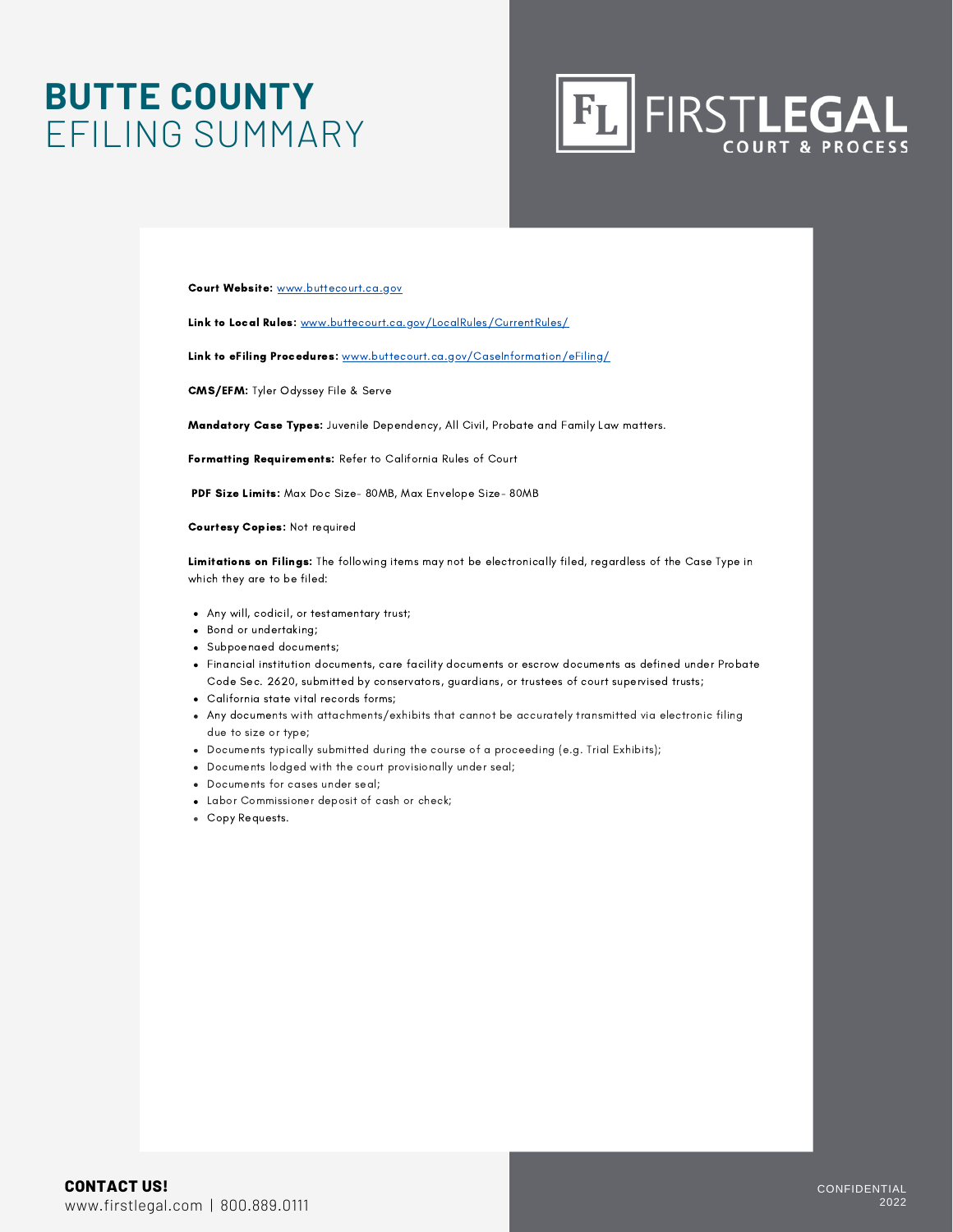# BUTTE COUNTY EFILING SUMMARY

FIRSTLEGAL COURT & PROCESS

**Court Website:** www.buttecourt.ca.gov

**Link to Local Rules:** www.buttecourt.ca.gov/LocalRules/CurrentRules/

**Link to eFiling Procedures:** www.buttecourt.ca.gov/CaseInformation/eFiling/

**CMS/EFM:** Tyler Odyssey File & Serve

**Mandatory Case Types:** Juvenile Dependency, All Civil, Probate and Family Law matters.

**Formatting Requirements:** Refer to California Rules of Court

**PDF Size Limits:** Max Doc Size- 80MB, Max Envelope Size- 80MB

**Courtesy Copies:** Not required

**Limitations on Filings:** The following items may not be electronically filed, regardless of the Case Type in which they are to be filed:

- Any will, codicil, or testamentary trust;
- Bond or undertaking;
- Subpoenaed documents;
- Financial institution documents, care facility documents or escrow documents as defined under Probate Code Sec. 2620, submitted by conservators, guardians, or trustees of court supervised trusts;
- California state vital records forms;
- Any documents with attachments/exhibits that cannot be accurately transmitted via electronic filing due to size or type;
- Documents typically submitted during the course of a proceeding (e.g. Trial Exhibits);
- Documents lodged with the court provisionally under seal;
- Documents for cases under seal;
- Labor Commissioner deposit of cash or check;
- Copy Requests.

**CONTACT US!**
www.firstlegal.com | 800.889.0111

CONFIDENTIAL 2022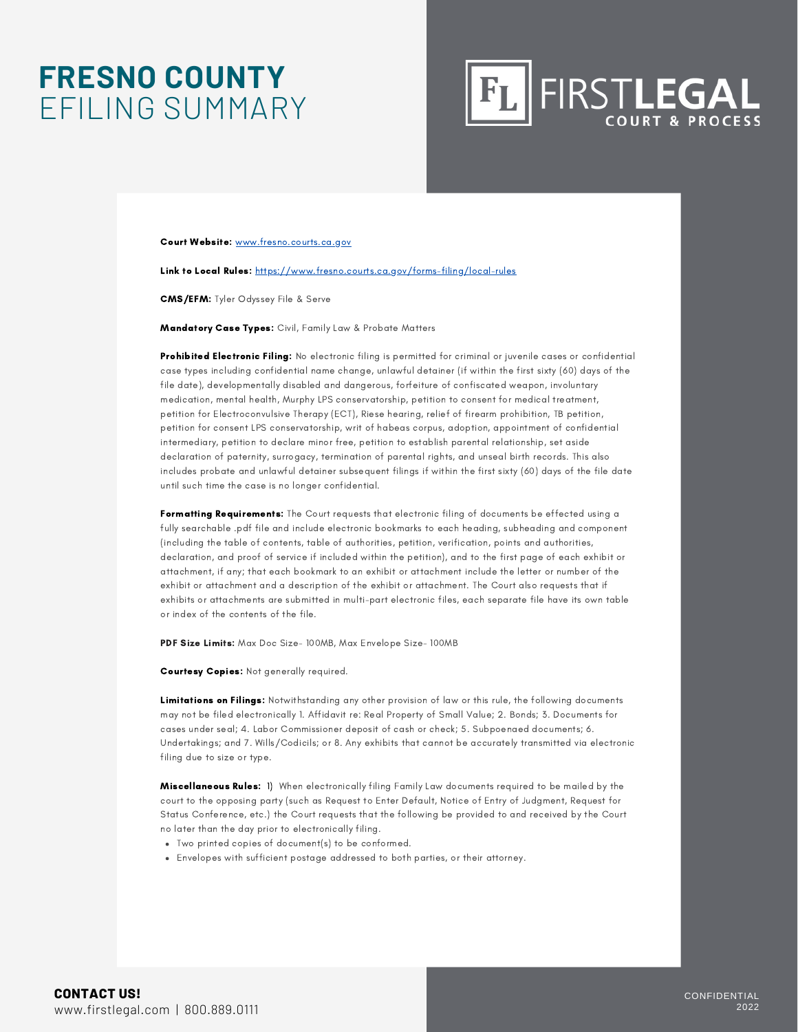# FRESNO COUNTY EFILING SUMMARY

FIRSTLEGAL COURT & PROCESS

**Court Website:** www.fresno.courts.ca.gov

**Link to Local Rules:** https://www.fresno.courts.ca.gov/forms-filing/local-rules

**CMS/EFM:** Tyler Odyssey File & Serve

**Mandatory Case Types:** Civil, Family Law & Probate Matters

**Prohibited Electronic Filing:** No electronic filing is permitted for criminal or juvenile cases or confidential case types including confidential name change, unlawful detainer (if within the first sixty (60) days of the file date), developmentally disabled and dangerous, forfeiture of confiscated weapon, involuntary medication, mental health, Murphy LPS conservatorship, petition to consent for medical treatment, petition for Electroconvulsive Therapy (ECT), Riese hearing, relief of firearm prohibition, TB petition, petition for consent LPS conservatorship, writ of habeas corpus, adoption, appointment of confidential intermediary, petition to declare minor free, petition to establish parental relationship, set aside declaration of paternity, surrogacy, termination of parental rights, and unseal birth records. This also includes probate and unlawful detainer subsequent filings if within the first sixty (60) days of the file date until such time the case is no longer confidential.

**Formatting Requirements:** The Court requests that electronic filing of documents be effected using a fully searchable .pdf file and include electronic bookmarks to each heading, subheading and component (including the table of contents, table of authorities, petition, verification, points and authorities, declaration, and proof of service if included within the petition), and to the first page of each exhibit or attachment, if any; that each bookmark to an exhibit or attachment include the letter or number of the exhibit or attachment and a description of the exhibit or attachment. The Court also requests that if exhibits or attachments are submitted in multi-part electronic files, each separate file have its own table or index of the contents of the file.

**PDF Size Limits:** Max Doc Size- 100MB, Max Envelope Size- 100MB

**Courtesy Copies:** Not generally required.

**Limitations on Filings:** Notwithstanding any other provision of law or this rule, the following documents may not be filed electronically 1. Affidavit re: Real Property of Small Value; 2. Bonds; 3. Documents for cases under seal; 4. Labor Commissioner deposit of cash or check; 5. Subpoenaed documents; 6. Undertakings; and 7. Wills/Codicils; or 8. Any exhibits that cannot be accurately transmitted via electronic filing due to size or type.

**Miscellaneous Rules:** 1) When electronically filing Family Law documents required to be mailed by the court to the opposing party (such as Request to Enter Default, Notice of Entry of Judgment, Request for Status Conference, etc.) the Court requests that the following be provided to and received by the Court no later than the day prior to electronically filing.

- Two printed copies of document(s) to be conformed.
- Envelopes with sufficient postage addressed to both parties, or their attorney.

**CONTACT US!**
www.firstlegal.com | 800.889.0111

CONFIDENTIAL 2022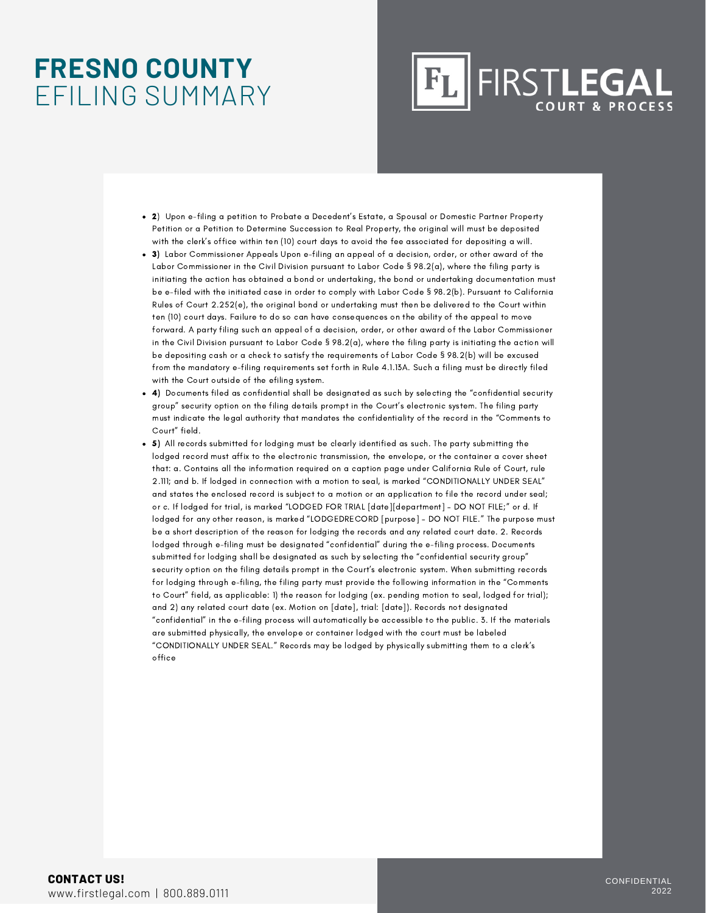# FRESNO COUNTY EFILING SUMMARY

- **2**) Upon e-filing a petition to Probate a Decedent's Estate, a Spousal or Domestic Partner Property Petition or a Petition to Determine Succession to Real Property, the original will must be deposited with the clerk's office within ten (10) court days to avoid the fee associated for depositing a will.
- **3**) Labor Commissioner Appeals Upon e-filing an appeal of a decision, order, or other award of the Labor Commissioner in the Civil Division pursuant to Labor Code § 98.2(a), where the filing party is initiating the action has obtained a bond or undertaking, the bond or undertaking documentation must be e-filed with the initiated case in order to comply with Labor Code § 98.2(b). Pursuant to California Rules of Court 2.252(e), the original bond or undertaking must then be delivered to the Court within ten (10) court days. Failure to do so can have consequences on the ability of the appeal to move forward. A party filing such an appeal of a decision, order, or other award of the Labor Commissioner in the Civil Division pursuant to Labor Code § 98.2(a), where the filing party is initiating the action will be depositing cash or a check to satisfy the requirements of Labor Code § 98.2(b) will be excused from the mandatory e-filing requirements set forth in Rule 4.1.13A. Such a filing must be directly filed with the Court outside of the efiling system.
- **4**) Documents filed as confidential shall be designated as such by selecting the "confidential security group" security option on the filing details prompt in the Court's electronic system. The filing party must indicate the legal authority that mandates the confidentiality of the record in the "Comments to Court" field.
- **5**) All records submitted for lodging must be clearly identified as such. The party submitting the lodged record must affix to the electronic transmission, the envelope, or the container a cover sheet that: a. Contains all the information required on a caption page under California Rule of Court, rule 2.111; and b. If lodged in connection with a motion to seal, is marked "CONDITIONALLY UNDER SEAL" and states the enclosed record is subject to a motion or an application to file the record under seal; or c. If lodged for trial, is marked "LODGED FOR TRIAL [date][department] - DO NOT FILE;" or d. If lodged for any other reason, is marked "LODGEDRECORD [purpose] - DO NOT FILE." The purpose must be a short description of the reason for lodging the records and any related court date. 2. Records lodged through e-filing must be designated "confidential" during the e-filing process. Documents submitted for lodging shall be designated as such by selecting the "confidential security group" security option on the filing details prompt in the Court's electronic system. When submitting records for lodging through e-filing, the filing party must provide the following information in the "Comments to Court" field, as applicable: 1) the reason for lodging (ex. pending motion to seal, lodged for trial); and 2) any related court date (ex. Motion on [date], trial: [date]). Records not designated "confidential" in the e-filing process will automatically be accessible to the public. 3. If the materials are submitted physically, the envelope or container lodged with the court must be labeled "CONDITIONALLY UNDER SEAL." Records may be lodged by physically submitting them to a clerk's office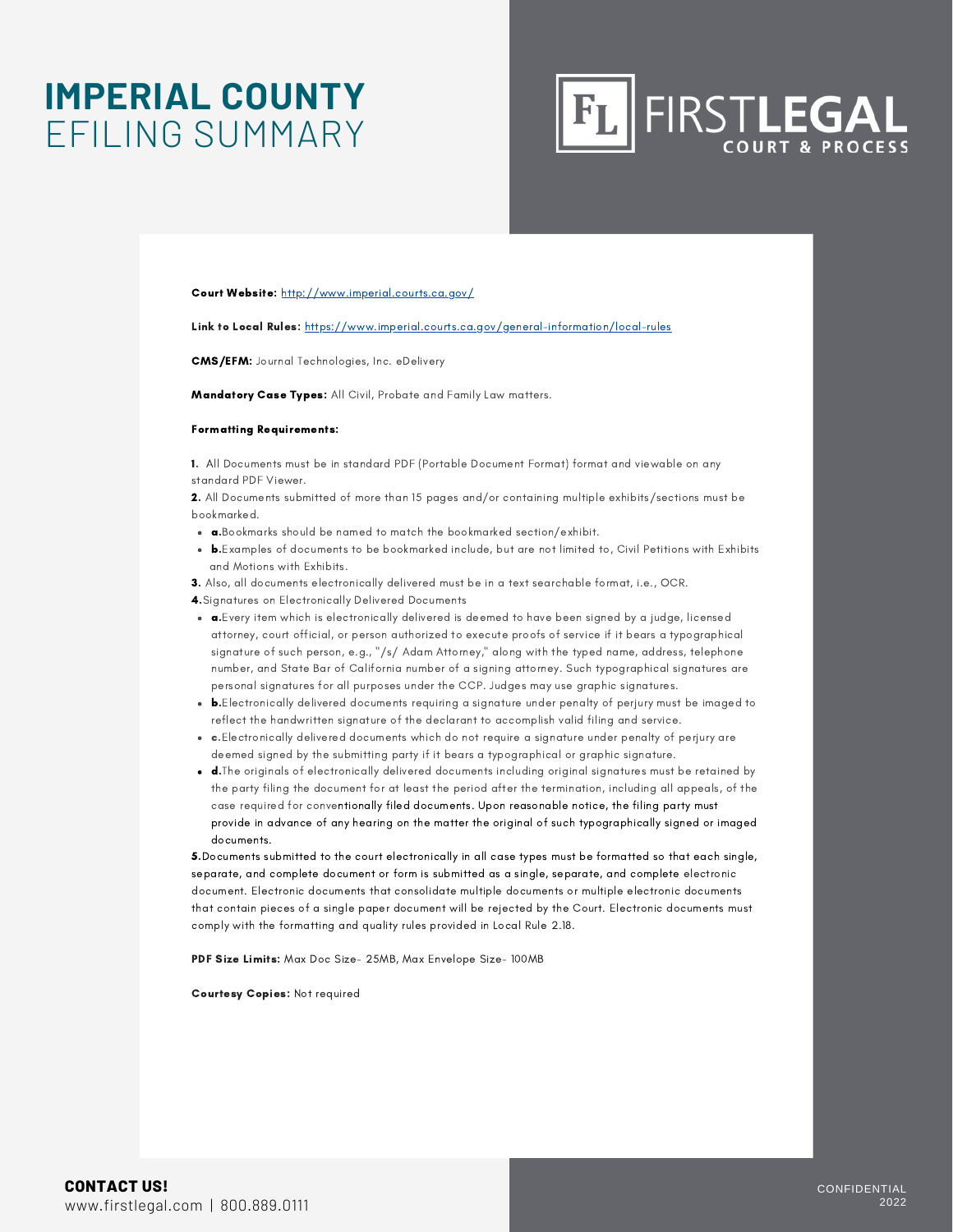# IMPERIAL COUNTY EFILING SUMMARY

FIRST**LEGAL** COURT & PROCESS

**Court Website:** http://www.imperial.courts.ca.gov/

**Link to Local Rules:** https://www.imperial.courts.ca.gov/general-information/local-rules

**CMS/EFM:** Journal Technologies, Inc. eDelivery

**Mandatory Case Types:** All Civil, Probate and Family Law matters.

**Formatting Requirements:**

**1.** All Documents must be in standard PDF (Portable Document Format) format and viewable on any standard PDF Viewer.

**2.** All Documents submitted of more than 15 pages and/or containing multiple exhibits/sections must be bookmarked.

- **a.**Bookmarks should be named to match the bookmarked section/exhibit.
- **b.**Examples of documents to be bookmarked include, but are not limited to, Civil Petitions with Exhibits and Motions with Exhibits.

**3.** Also, all documents electronically delivered must be in a text searchable format, i.e., OCR.

**4.**Signatures on Electronically Delivered Documents

- **a.**Every item which is electronically delivered is deemed to have been signed by a judge, licensed attorney, court official, or person authorized to execute proofs of service if it bears a typographical signature of such person, e.g., "/s/ Adam Attorney," along with the typed name, address, telephone number, and State Bar of California number of a signing attorney. Such typographical signatures are personal signatures for all purposes under the CCP. Judges may use graphic signatures.
- **b.**Electronically delivered documents requiring a signature under penalty of perjury must be imaged to reflect the handwritten signature of the declarant to accomplish valid filing and service.
- **c.**Electronically delivered documents which do not require a signature under penalty of perjury are deemed signed by the submitting party if it bears a typographical or graphic signature.
- **d.**The originals of electronically delivered documents including original signatures must be retained by the party filing the document for at least the period after the termination, including all appeals, of the case required for conventionally filed documents. Upon reasonable notice, the filing party must provide in advance of any hearing on the matter the original of such typographically signed or imaged documents.

**5.**Documents submitted to the court electronically in all case types must be formatted so that each single, separate, and complete document or form is submitted as a single, separate, and complete electronic document. Electronic documents that consolidate multiple documents or multiple electronic documents that contain pieces of a single paper document will be rejected by the Court. Electronic documents must comply with the formatting and quality rules provided in Local Rule 2.18.

**PDF Size Limits:** Max Doc Size- 25MB, Max Envelope Size- 100MB

**Courtesy Copies:** Not required

**CONTACT US!**
www.firstlegal.com | 800.889.0111

CONFIDENTIAL 2022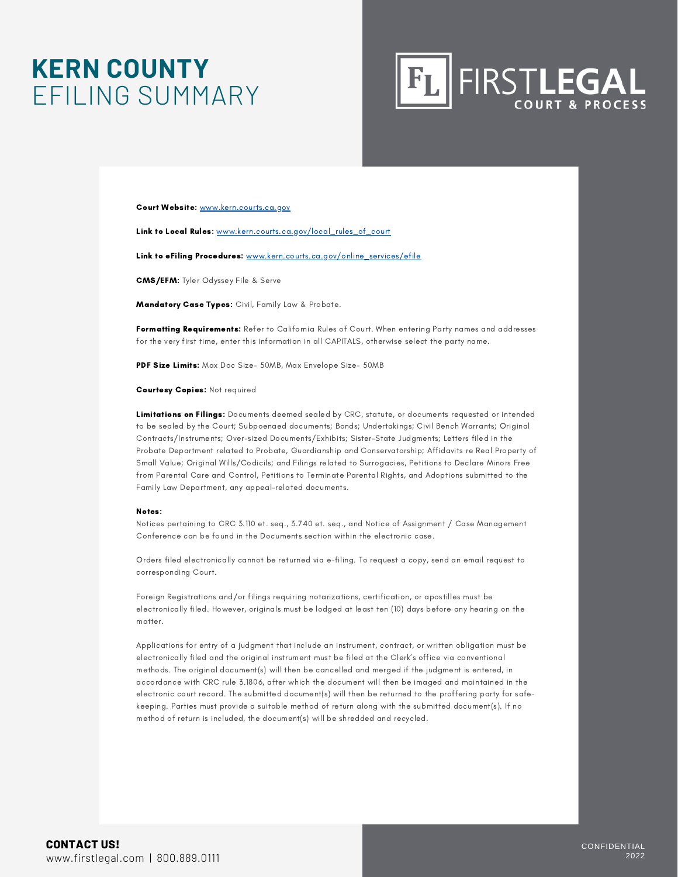# KERN COUNTY EFILING SUMMARY

FIRSTLEGAL COURT & PROCESS

**Court Website:** www.kern.courts.ca.gov

**Link to Local Rules:** www.kern.courts.ca.gov/local_rules_of_court

**Link to eFiling Procedures:** www.kern.courts.ca.gov/online_services/efile

**CMS/EFM:** Tyler Odyssey File & Serve

**Mandatory Case Types:** Civil, Family Law & Probate.

**Formatting Requirements:** Refer to California Rules of Court. When entering Party names and addresses for the very first time, enter this information in all CAPITALS, otherwise select the party name.

**PDF Size Limits:** Max Doc Size- 50MB, Max Envelope Size- 50MB

**Courtesy Copies:** Not required

**Limitations on Filings:** Documents deemed sealed by CRC, statute, or documents requested or intended to be sealed by the Court; Subpoenaed documents; Bonds; Undertakings; Civil Bench Warrants; Original Contracts/Instruments; Over-sized Documents/Exhibits; Sister-State Judgments; Letters filed in the Probate Department related to Probate, Guardianship and Conservatorship; Affidavits re Real Property of Small Value; Original Wills/Codicils; and Filings related to Surrogacies, Petitions to Declare Minors Free from Parental Care and Control, Petitions to Terminate Parental Rights, and Adoptions submitted to the Family Law Department, any appeal-related documents.

**Notes:**

Notices pertaining to CRC 3.110 et. seq., 3.740 et. seq., and Notice of Assignment / Case Management Conference can be found in the Documents section within the electronic case.

Orders filed electronically cannot be returned via e-filing. To request a copy, send an email request to corresponding Court.

Foreign Registrations and/or filings requiring notarizations, certification, or apostilles must be electronically filed. However, originals must be lodged at least ten (10) days before any hearing on the matter.

Applications for entry of a judgment that include an instrument, contract, or written obligation must be electronically filed and the original instrument must be filed at the Clerk's office via conventional methods. The original document(s) will then be cancelled and merged if the judgment is entered, in accordance with CRC rule 3.1806, after which the document will then be imaged and maintained in the electronic court record. The submitted document(s) will then be returned to the proffering party for safe-keeping. Parties must provide a suitable method of return along with the submitted document(s). If no method of return is included, the document(s) will be shredded and recycled.

**CONTACT US!**
www.firstlegal.com | 800.889.0111

CONFIDENTIAL 2022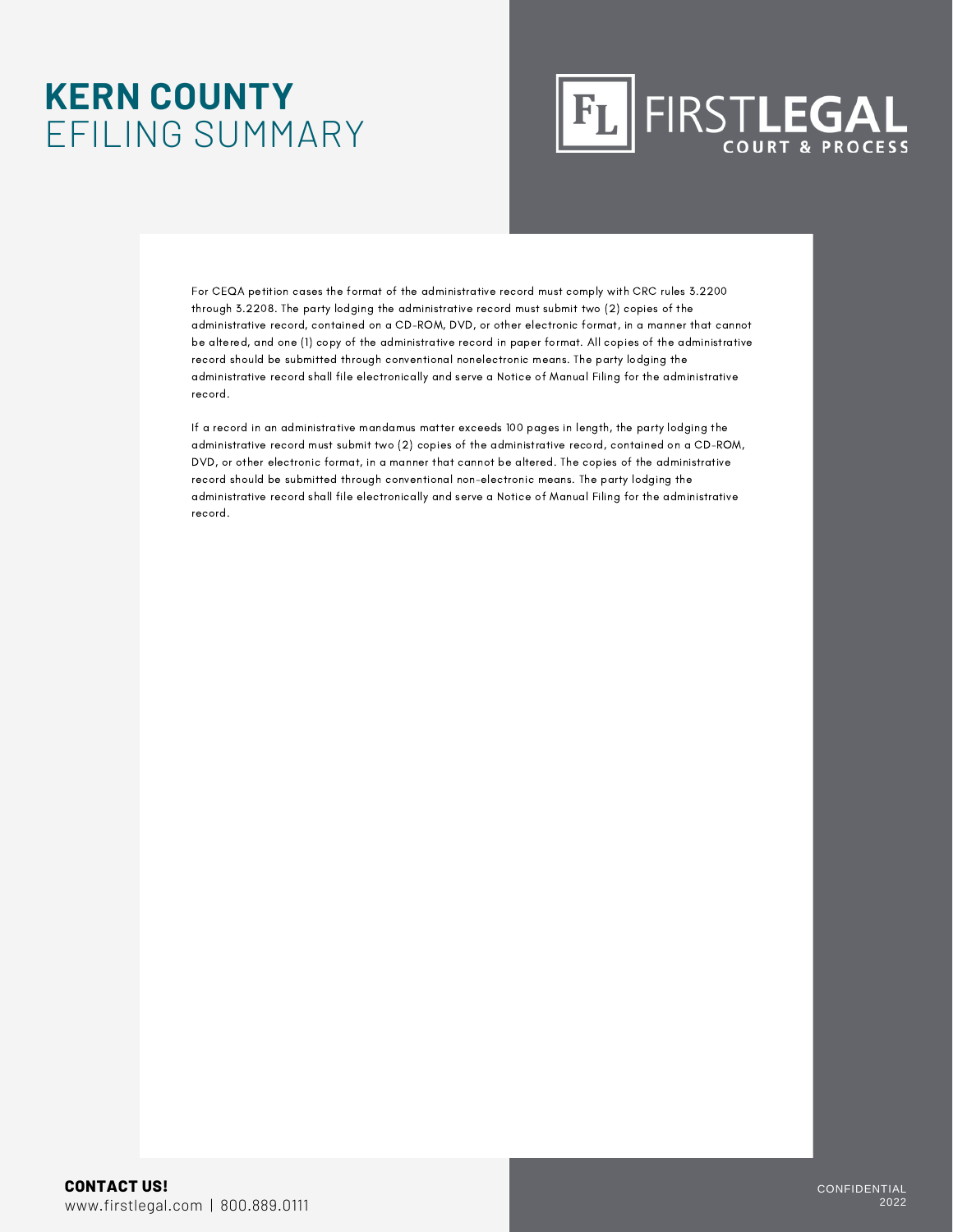# KERN COUNTY EFILING SUMMARY

For CEQA petition cases the format of the administrative record must comply with CRC rules 3.2200 through 3.2208. The party lodging the administrative record must submit two (2) copies of the administrative record, contained on a CD-ROM, DVD, or other electronic format, in a manner that cannot be altered, and one (1) copy of the administrative record in paper format. All copies of the administrative record should be submitted through conventional nonelectronic means. The party lodging the administrative record shall file electronically and serve a Notice of Manual Filing for the administrative record.

If a record in an administrative mandamus matter exceeds 100 pages in length, the party lodging the administrative record must submit two (2) copies of the administrative record, contained on a CD-ROM, DVD, or other electronic format, in a manner that cannot be altered. The copies of the administrative record should be submitted through conventional non-electronic means. The party lodging the administrative record shall file electronically and serve a Notice of Manual Filing for the administrative record.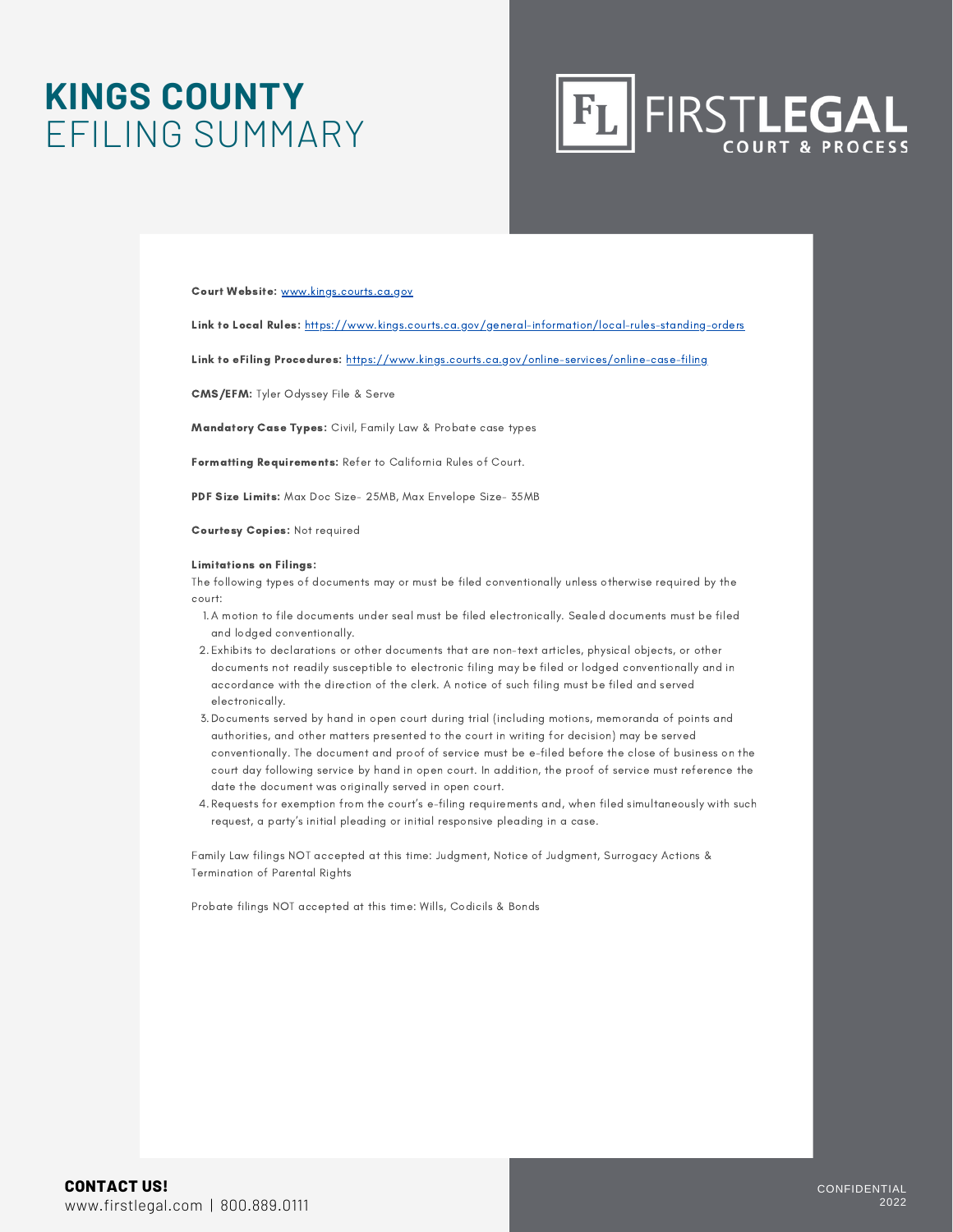# KINGS COUNTY
EFILING SUMMARY

FIRSTLEGAL COURT & PROCESS

**Court Website:** www.kings.courts.ca.gov

**Link to Local Rules:** https://www.kings.courts.ca.gov/general-information/local-rules-standing-orders

**Link to eFiling Procedures:** https://www.kings.courts.ca.gov/online-services/online-case-filing

**CMS/EFM:** Tyler Odyssey File & Serve

**Mandatory Case Types:** Civil, Family Law & Probate case types

**Formatting Requirements:** Refer to California Rules of Court.

**PDF Size Limits:** Max Doc Size- 25MB, Max Envelope Size- 35MB

**Courtesy Copies:** Not required

**Limitations on Filings:**

The following types of documents may or must be filed conventionally unless otherwise required by the court:

1. A motion to file documents under seal must be filed electronically. Sealed documents must be filed and lodged conventionally.
2. Exhibits to declarations or other documents that are non-text articles, physical objects, or other documents not readily susceptible to electronic filing may be filed or lodged conventionally and in accordance with the direction of the clerk. A notice of such filing must be filed and served electronically.
3. Documents served by hand in open court during trial (including motions, memoranda of points and authorities, and other matters presented to the court in writing for decision) may be served conventionally. The document and proof of service must be e-filed before the close of business on the court day following service by hand in open court. In addition, the proof of service must reference the date the document was originally served in open court.
4. Requests for exemption from the court's e-filing requirements and, when filed simultaneously with such request, a party's initial pleading or initial responsive pleading in a case.

Family Law filings NOT accepted at this time: Judgment, Notice of Judgment, Surrogacy Actions & Termination of Parental Rights

Probate filings NOT accepted at this time: Wills, Codicils & Bonds

**CONTACT US!**
www.firstlegal.com | 800.889.0111

CONFIDENTIAL
2022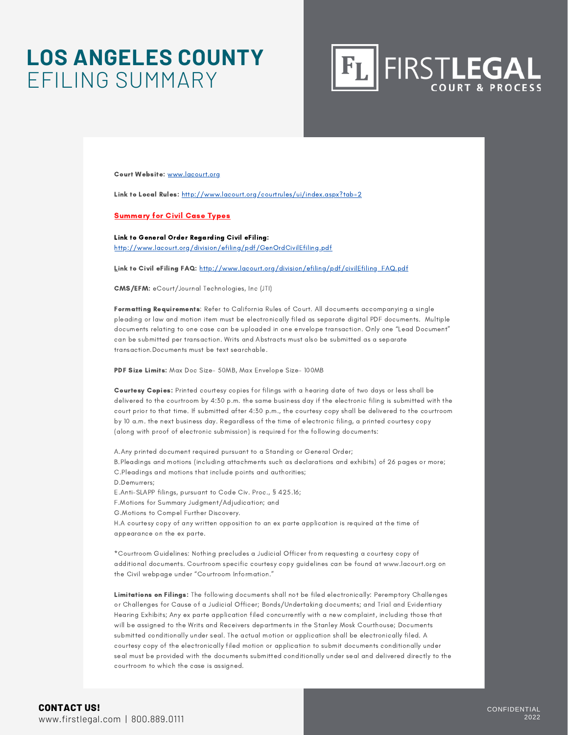# LOS ANGELES COUNTY
EFILING SUMMARY

FIRSTLEGAL COURT & PROCESS

**Court Website:** www.lacourt.org

**Link to Local Rules:** http://www.lacourt.org/courtrules/ui/index.aspx?tab=2

**Summary for Civil Case Types**

**Link to General Order Regarding Civil eFiling:**
http://www.lacourt.org/division/efiling/pdf/GenOrdCivilEfiling.pdf

**Link to Civil eFiling FAQ:** http://www.lacourt.org/division/efiling/pdf/civilEfiling_FAQ.pdf

**CMS/EFM:** eCourt/Journal Technologies, Inc (JTI)

**Formatting Requirements**: Refer to California Rules of Court. All documents accompanying a single pleading or law and motion item must be electronically filed as separate digital PDF documents. Multiple documents relating to one case can be uploaded in one envelope transaction. Only one "Lead Document" can be submitted per transaction. Writs and Abstracts must also be submitted as a separate transaction.Documents must be text searchable.

**PDF Size Limits:** Max Doc Size- 50MB, Max Envelope Size- 100MB

**Courtesy Copies:** Printed courtesy copies for filings with a hearing date of two days or less shall be delivered to the courtroom by 4:30 p.m. the same business day if the electronic filing is submitted with the court prior to that time. If submitted after 4:30 p.m., the courtesy copy shall be delivered to the courtroom by 10 a.m. the next business day. Regardless of the time of electronic filing, a printed courtesy copy (along with proof of electronic submission) is required for the following documents:

A. Any printed document required pursuant to a Standing or General Order;
B. Pleadings and motions (including attachments such as declarations and exhibits) of 26 pages or more;
C. Pleadings and motions that include points and authorities;
D. Demurrers;
E. Anti-SLAPP filings, pursuant to Code Civ. Proc., § 425.16;
F. Motions for Summary Judgment/Adjudication; and
G. Motions to Compel Further Discovery.
H. A courtesy copy of any written opposition to an ex parte application is required at the time of appearance on the ex parte.

*Courtroom Guidelines: Nothing precludes a Judicial Officer from requesting a courtesy copy of additional documents. Courtroom specific courtesy copy guidelines can be found at www.lacourt.org on the Civil webpage under "Courtroom Information."

**Limitations on Filings:** The following documents shall not be filed electronically: Peremptory Challenges or Challenges for Cause of a Judicial Officer; Bonds/Undertaking documents; and Trial and Evidentiary Hearing Exhibits; Any ex parte application filed concurrently with a new complaint, including those that will be assigned to the Writs and Receivers departments in the Stanley Mosk Courthouse; Documents submitted conditionally under seal. The actual motion or application shall be electronically filed. A courtesy copy of the electronically filed motion or application to submit documents conditionally under seal must be provided with the documents submitted conditionally under seal and delivered directly to the courtroom to which the case is assigned.

**CONTACT US!**
www.firstlegal.com | 800.889.0111

CONFIDENTIAL 2022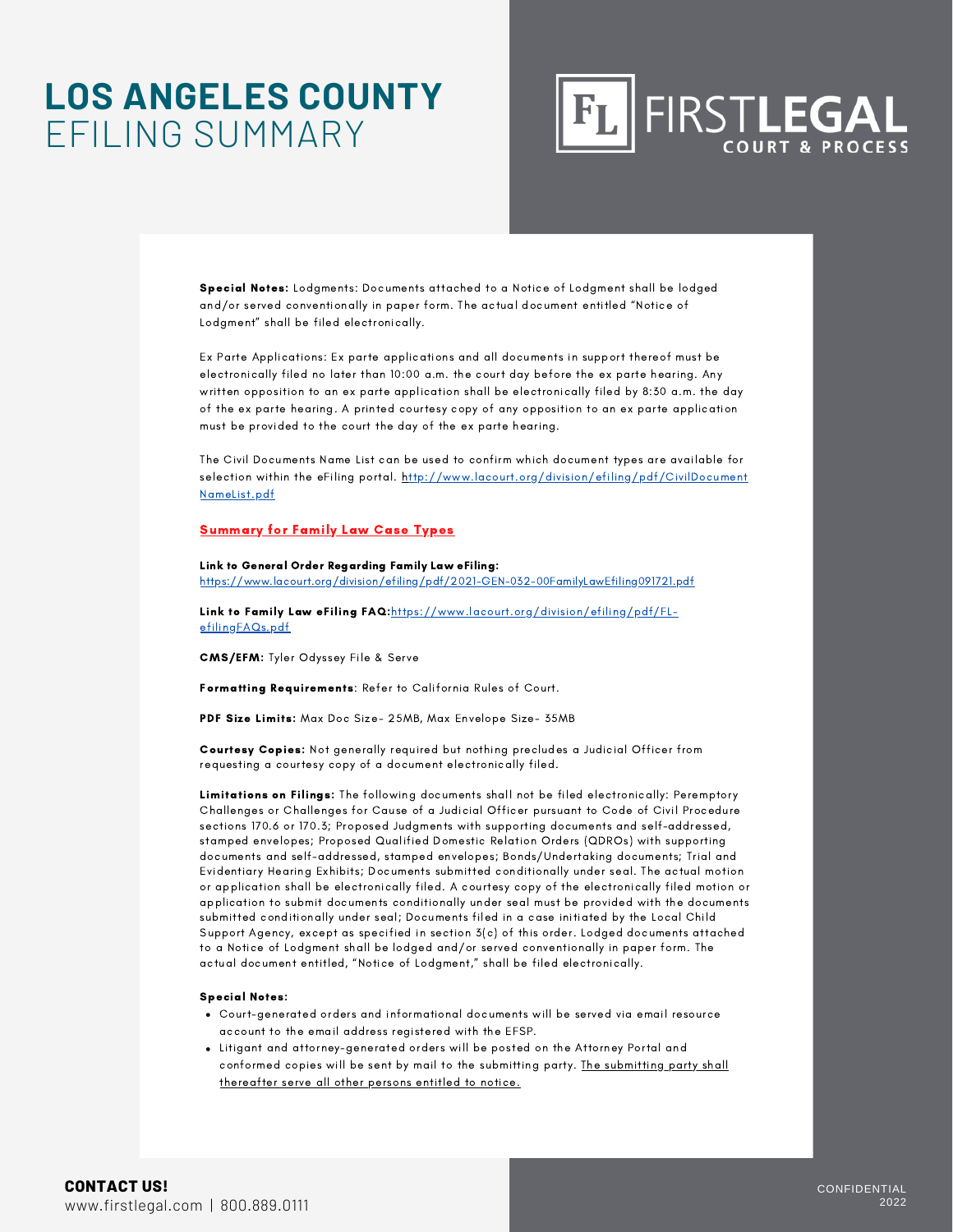# LOS ANGELES COUNTY EFILING SUMMARY

**Special Notes:** Lodgments: Documents attached to a Notice of Lodgment shall be lodged and/or served conventionally in paper form. The actual document entitled "Notice of Lodgment" shall be filed electronically.

Ex Parte Applications: Ex parte applications and all documents in support thereof must be electronically filed no later than 10:00 a.m. the court day before the ex parte hearing. Any written opposition to an ex parte application shall be electronically filed by 8:30 a.m. the day of the ex parte hearing. A printed courtesy copy of any opposition to an ex parte application must be provided to the court the day of the ex parte hearing.

The Civil Documents Name List can be used to confirm which document types are available for selection within the eFiling portal. http://www.lacourt.org/division/efiling/pdf/CivilDocumentNameList.pdf

## Summary for Family Law Case Types

**Link to General Order Regarding Family Law eFiling:** https://www.lacourt.org/division/efiling/pdf/2021-GEN-032-00FamilyLawEfiling091721.pdf

**Link to Family Law eFiling FAQ:** https://www.lacourt.org/division/efiling/pdf/FL-efilingFAQs.pdf

**CMS/EFM:** Tyler Odyssey File & Serve

**Formatting Requirements**: Refer to California Rules of Court.

**PDF Size Limits:** Max Doc Size- 25MB, Max Envelope Size- 35MB

**Courtesy Copies:** Not generally required but nothing precludes a Judicial Officer from requesting a courtesy copy of a document electronically filed.

**Limitations on Filings:** The following documents shall not be filed electronically: Peremptory Challenges or Challenges for Cause of a Judicial Officer pursuant to Code of Civil Procedure sections 170.6 or 170.3; Proposed Judgments with supporting documents and self-addressed, stamped envelopes; Proposed Qualified Domestic Relation Orders (QDROs) with supporting documents and self-addressed, stamped envelopes; Bonds/Undertaking documents; Trial and Evidentiary Hearing Exhibits; Documents submitted conditionally under seal. The actual motion or application shall be electronically filed. A courtesy copy of the electronically filed motion or application to submit documents conditionally under seal must be provided with the documents submitted conditionally under seal; Documents filed in a case initiated by the Local Child Support Agency, except as specified in section 3(c) of this order. Lodged documents attached to a Notice of Lodgment shall be lodged and/or served conventionally in paper form. The actual document entitled, "Notice of Lodgment," shall be filed electronically.

**Special Notes:**

- Court-generated orders and informational documents will be served via email resource account to the email address registered with the EFSP.
- Litigant and attorney-generated orders will be posted on the Attorney Portal and conformed copies will be sent by mail to the submitting party. The submitting party shall thereafter serve all other persons entitled to notice.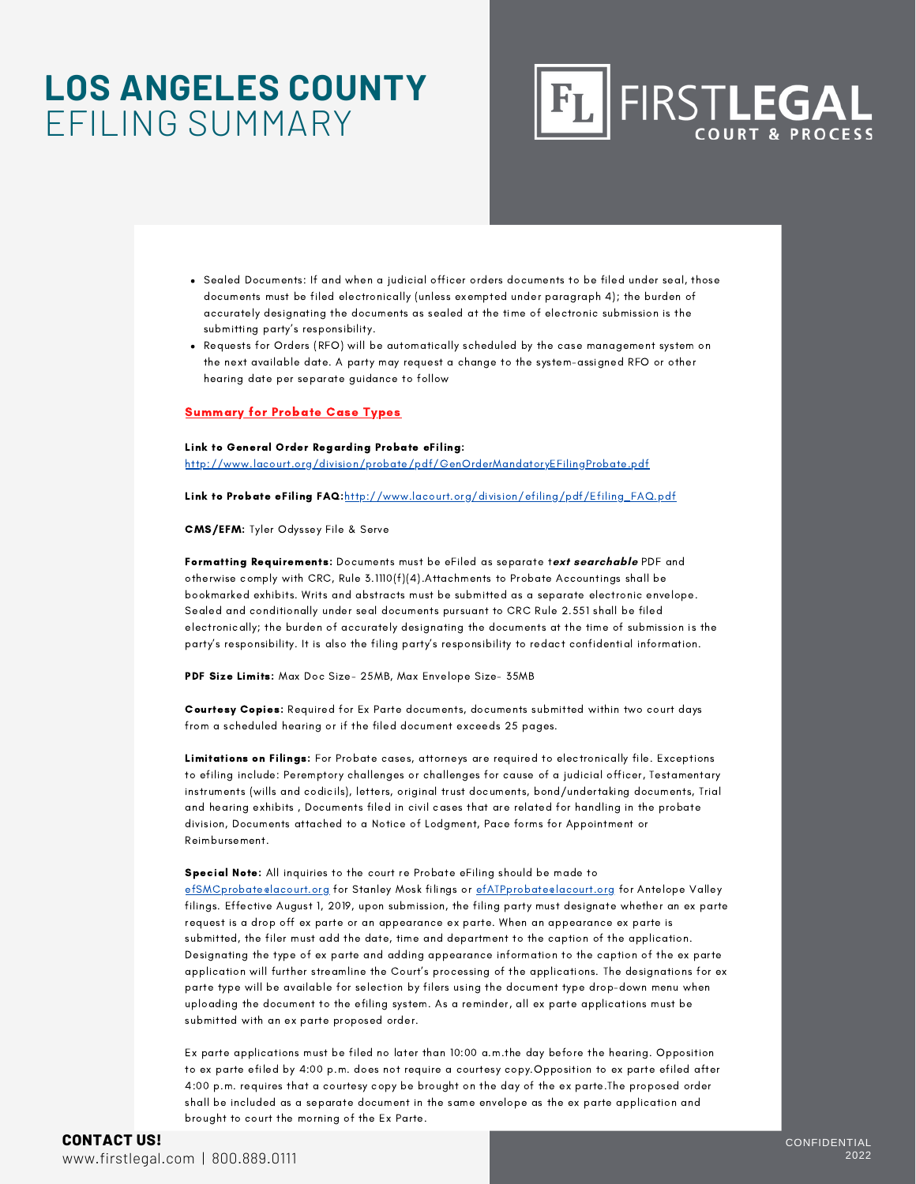- Sealed Documents: If and when a judicial officer orders documents to be filed under seal, those documents must be filed electronically (unless exempted under paragraph 4); the burden of accurately designating the documents as sealed at the time of electronic submission is the submitting party's responsibility.
- Requests for Orders (RFO) will be automatically scheduled by the case management system on the next available date. A party may request a change to the system-assigned RFO or other hearing date per separate guidance to follow

## Summary for Probate Case Types

**Link to General Order Regarding Probate eFiling:**
http://www.lacourt.org/division/probate/pdf/GenOrderMandatoryEFilingProbate.pdf

**Link to Probate eFiling FAQ:** http://www.lacourt.org/division/efiling/pdf/Efiling_FAQ.pdf

**CMS/EFM:** Tyler Odyssey File & Serve

**Formatting Requirements:** Documents must be eFiled as separate t***ext searchable*** PDF and otherwise comply with CRC, Rule 3.1110(f)(4).Attachments to Probate Accountings shall be bookmarked exhibits. Writs and abstracts must be submitted as a separate electronic envelope. Sealed and conditionally under seal documents pursuant to CRC Rule 2.551 shall be filed electronically; the burden of accurately designating the documents at the time of submission is the party's responsibility. It is also the filing party's responsibility to redact confidential information.

**PDF Size Limits:** Max Doc Size- 25MB, Max Envelope Size- 35MB

**Courtesy Copies:** Required for Ex Parte documents, documents submitted within two court days from a scheduled hearing or if the filed document exceeds 25 pages.

**Limitations on Filings:** For Probate cases, attorneys are required to electronically file. Exceptions to efiling include: Peremptory challenges or challenges for cause of a judicial officer, Testamentary instruments (wills and codicils), letters, original trust documents, bond/undertaking documents, Trial and hearing exhibits , Documents filed in civil cases that are related for handling in the probate division, Documents attached to a Notice of Lodgment, Pace forms for Appointment or Reimbursement.

**Special Note:** All inquiries to the court re Probate eFiling should be made to efSMCprobate@lacourt.org for Stanley Mosk filings or efATPprobate@lacourt.org for Antelope Valley filings. Effective August 1, 2019, upon submission, the filing party must designate whether an ex parte request is a drop off ex parte or an appearance ex parte. When an appearance ex parte is submitted, the filer must add the date, time and department to the caption of the application. Designating the type of ex parte and adding appearance information to the caption of the ex parte application will further streamline the Court's processing of the applications. The designations for ex parte type will be available for selection by filers using the document type drop-down menu when uploading the document to the efiling system. As a reminder, all ex parte applications must be submitted with an ex parte proposed order.

Ex parte applications must be filed no later than 10:00 a.m.the day before the hearing. Opposition to ex parte efiled by 4:00 p.m. does not require a courtesy copy.Opposition to ex parte efiled after 4:00 p.m. requires that a courtesy copy be brought on the day of the ex parte.The proposed order shall be included as a separate document in the same envelope as the ex parte application and brought to court the morning of the Ex Parte.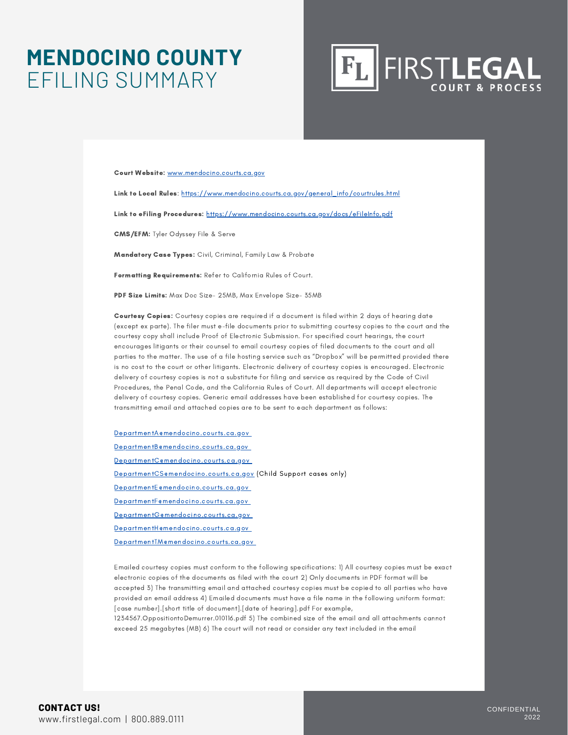# MENDOCINO COUNTY EFILING SUMMARY

**Court Website:** www.mendocino.courts.ca.gov

**Link to Local Rules**: https://www.mendocino.courts.ca.gov/general_info/courtrules.html

**Link to eFiling Procedures:** https://www.mendocino.courts.ca.gov/docs/eFileInfo.pdf

**CMS/EFM:** Tyler Odyssey File & Serve

**Mandatory Case Types:** Civil, Criminal, Family Law & Probate

**Formatting Requirements:** Refer to California Rules of Court.

**PDF Size Limits:** Max Doc Size- 25MB, Max Envelope Size- 35MB

**Courtesy Copies:** Courtesy copies are required if a document is filed within 2 days of hearing date (except ex parte). The filer must e-file documents prior to submitting courtesy copies to the court and the courtesy copy shall include Proof of Electronic Submission. For specified court hearings, the court encourages litigants or their counsel to email courtesy copies of filed documents to the court and all parties to the matter. The use of a file hosting service such as "Dropbox" will be permitted provided there is no cost to the court or other litigants. Electronic delivery of courtesy copies is encouraged. Electronic delivery of courtesy copies is not a substitute for filing and service as required by the Code of Civil Procedures, the Penal Code, and the California Rules of Court. All departments will accept electronic delivery of courtesy copies. Generic email addresses have been established for courtesy copies. The transmitting email and attached copies are to be sent to each department as follows:

DepartmentA@mendocino.courts.ca.gov

DepartmentB@mendocino.courts.ca.gov

DepartmentC@mendocino.courts.ca.gov

DepartmentCS@mendocino.courts.ca.gov (Child Support cases only)

DepartmentE@mendocino.courts.ca.gov

DepartmentF@mendocino.courts.ca.gov

DepartmentG@mendocino.courts.ca.gov

DepartmentH@mendocino.courts.ca.gov

DepartmentTM@mendocino.courts.ca.gov

Emailed courtesy copies must conform to the following specifications: 1) All courtesy copies must be exact electronic copies of the documents as filed with the court 2) Only documents in PDF format will be accepted 3) The transmitting email and attached courtesy copies must be copied to all parties who have provided an email address 4) Emailed documents must have a file name in the following uniform format: [case number].[short title of document].[date of hearing].pdf For example, 1234567.OppositiontoDemurrer.010116.pdf 5) The combined size of the email and all attachments cannot exceed 25 megabytes (MB) 6) The court will not read or consider any text included in the email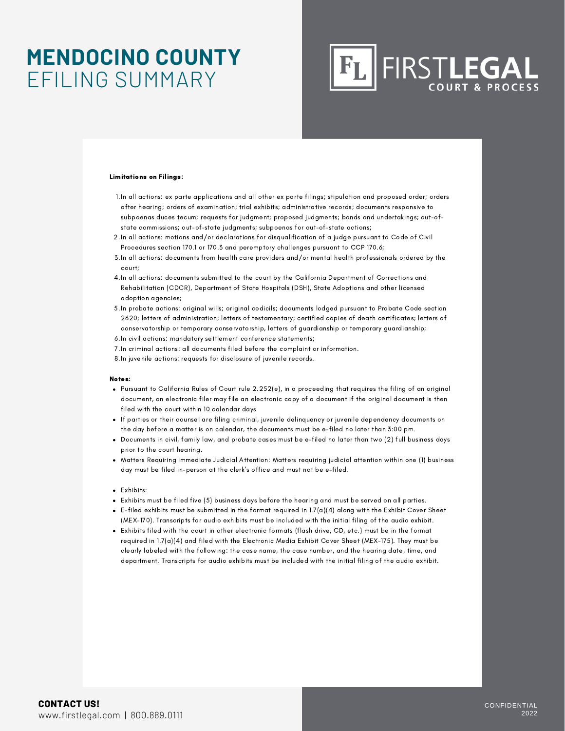# MENDOCINO COUNTY
EFILING SUMMARY

FIRST**LEGAL**
COURT & PROCESS

**Limitations on Filings:**

1. In all actions: ex parte applications and all other ex parte filings; stipulation and proposed order; orders after hearing; orders of examination; trial exhibits; administrative records; documents responsive to subpoenas duces tecum; requests for judgment; proposed judgments; bonds and undertakings; out-of-state commissions; out-of-state judgments; subpoenas for out-of-state actions;
2. In all actions: motions and/or declarations for disqualification of a judge pursuant to Code of Civil Procedures section 170.1 or 170.3 and peremptory challenges pursuant to CCP 170.6;
3. In all actions: documents from health care providers and/or mental health professionals ordered by the court;
4. In all actions: documents submitted to the court by the California Department of Corrections and Rehabilitation (CDCR), Department of State Hospitals (DSH), State Adoptions and other licensed adoption agencies;
5. In probate actions: original wills; original codicils; documents lodged pursuant to Probate Code section 2620; letters of administration; letters of testamentary; certified copies of death certificates; letters of conservatorship or temporary conservatorship, letters of guardianship or temporary guardianship;
6. In civil actions: mandatory settlement conference statements;
7. In criminal actions: all documents filed before the complaint or information.
8. In juvenile actions: requests for disclosure of juvenile records.

**Notes:**

- Pursuant to California Rules of Court rule 2.252(e), in a proceeding that requires the filing of an original document, an electronic filer may file an electronic copy of a document if the original document is then filed with the court within 10 calendar days
- If parties or their counsel are filing criminal, juvenile delinquency or juvenile dependency documents on the day before a matter is on calendar, the documents must be e-filed no later than 3:00 pm.
- Documents in civil, family law, and probate cases must be e-filed no later than two (2) full business days prior to the court hearing.
- Matters Requiring Immediate Judicial Attention: Matters requiring judicial attention within one (1) business day must be filed in-person at the clerk's office and must not be e-filed.

- Exhibits:
- Exhibits must be filed five (5) business days before the hearing and must be served on all parties.
- E-filed exhibits must be submitted in the format required in 1.7(a)(4) along with the Exhibit Cover Sheet (MEX-170). Transcripts for audio exhibits must be included with the initial filing of the audio exhibit.
- Exhibits filed with the court in other electronic formats (flash drive, CD, etc.) must be in the format required in 1.7(a)(4) and filed with the Electronic Media Exhibit Cover Sheet (MEX-175). They must be clearly labeled with the following: the case name, the case number, and the hearing date, time, and department. Transcripts for audio exhibits must be included with the initial filing of the audio exhibit.

**CONTACT US!**
www.firstlegal.com | 800.889.0111

CONFIDENTIAL
2022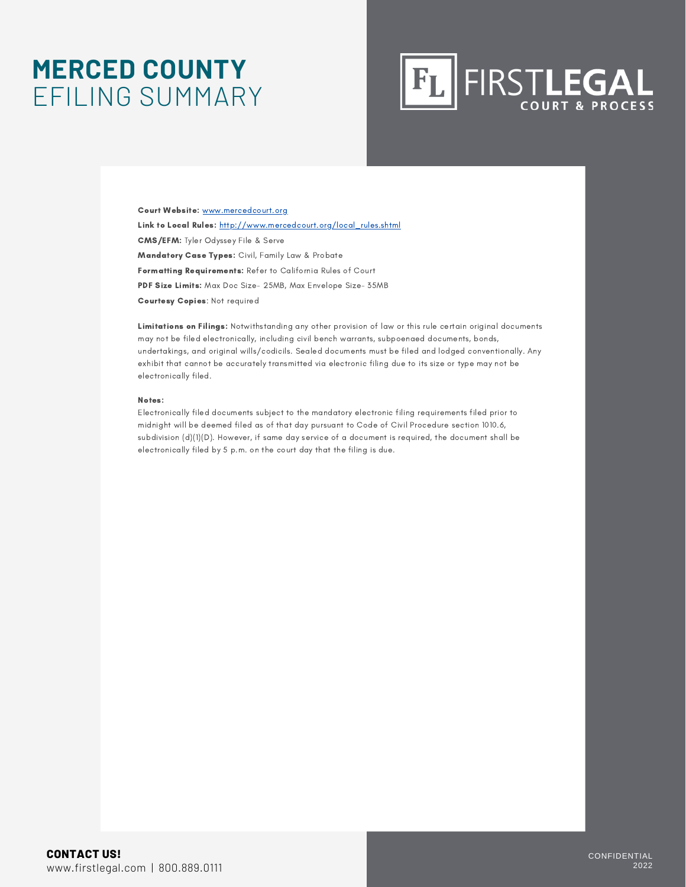# MERCED COUNTY EFILING SUMMARY

FIRSTLEGAL COURT & PROCESS

**Court Website:** [www.mercedcourt.org](www.mercedcourt.org)

**Link to Local Rules:** [http://www.mercedcourt.org/local_rules.shtml](http://www.mercedcourt.org/local_rules.shtml)

**CMS/EFM:** Tyler Odyssey File & Serve

**Mandatory Case Types:** Civil, Family Law & Probate

**Formatting Requirements:** Refer to California Rules of Court

**PDF Size Limits:** Max Doc Size- 25MB, Max Envelope Size- 35MB

**Courtesy Copies**: Not required

**Limitations on Filings:** Notwithstanding any other provision of law or this rule certain original documents may not be filed electronically, including civil bench warrants, subpoenaed documents, bonds, undertakings, and original wills/codicils. Sealed documents must be filed and lodged conventionally. Any exhibit that cannot be accurately transmitted via electronic filing due to its size or type may not be electronically filed.

**Notes:**

Electronically filed documents subject to the mandatory electronic filing requirements filed prior to midnight will be deemed filed as of that day pursuant to Code of Civil Procedure section 1010.6, subdivision (d)(1)(D). However, if same day service of a document is required, the document shall be electronically filed by 5 p.m. on the court day that the filing is due.

**CONTACT US!**
www.firstlegal.com | 800.889.0111

CONFIDENTIAL 2022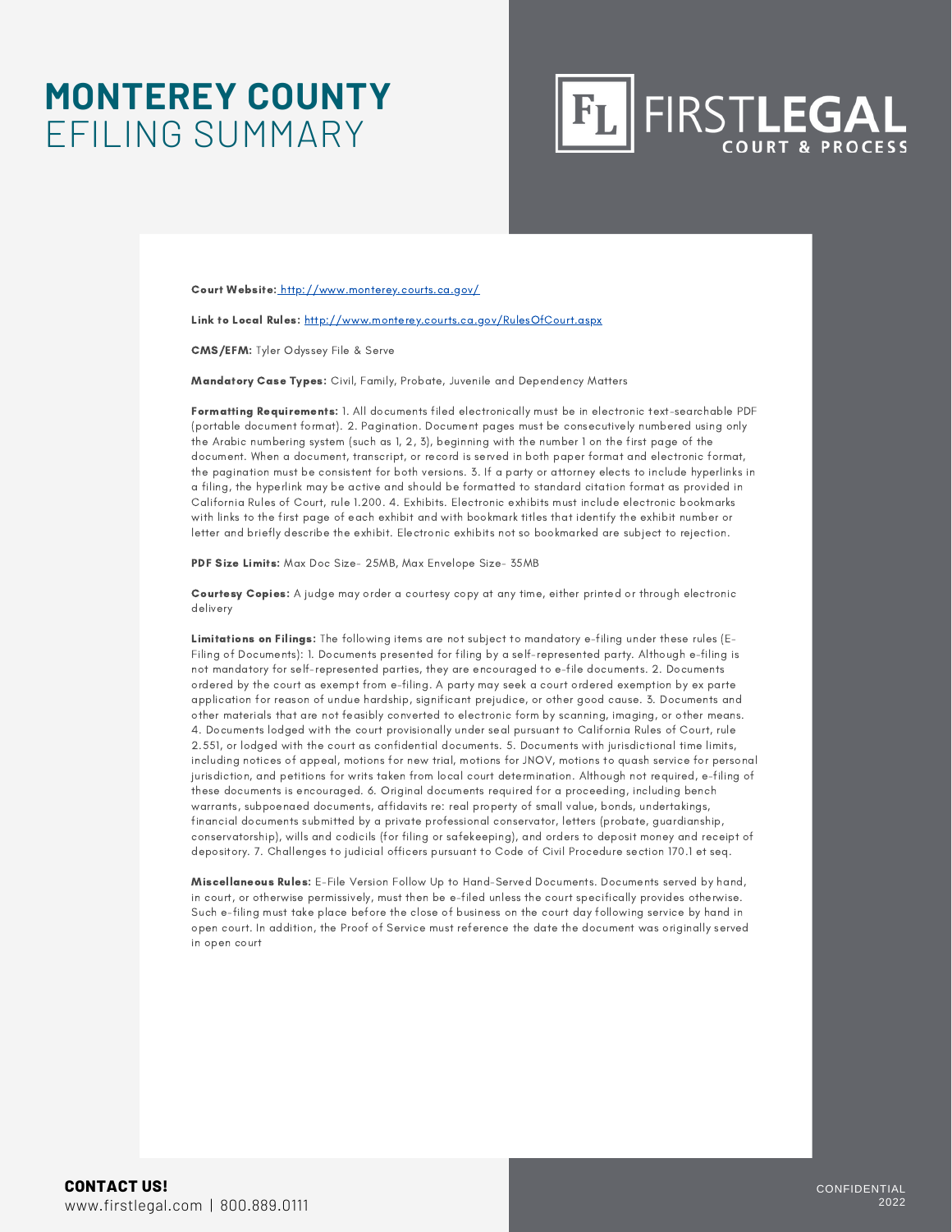# MONTEREY COUNTY EFILING SUMMARY

FIRST**LEGAL** COURT & PROCESS

**Court Website:** http://www.monterey.courts.ca.gov/

**Link to Local Rules:** http://www.monterey.courts.ca.gov/RulesOfCourt.aspx

**CMS/EFM:** Tyler Odyssey File & Serve

**Mandatory Case Types:** Civil, Family, Probate, Juvenile and Dependency Matters

**Formatting Requirements:** 1. All documents filed electronically must be in electronic text-searchable PDF (portable document format). 2. Pagination. Document pages must be consecutively numbered using only the Arabic numbering system (such as 1, 2, 3), beginning with the number 1 on the first page of the document. When a document, transcript, or record is served in both paper format and electronic format, the pagination must be consistent for both versions. 3. If a party or attorney elects to include hyperlinks in a filing, the hyperlink may be active and should be formatted to standard citation format as provided in California Rules of Court, rule 1.200. 4. Exhibits. Electronic exhibits must include electronic bookmarks with links to the first page of each exhibit and with bookmark titles that identify the exhibit number or letter and briefly describe the exhibit. Electronic exhibits not so bookmarked are subject to rejection.

**PDF Size Limits:** Max Doc Size- 25MB, Max Envelope Size- 35MB

**Courtesy Copies:** A judge may order a courtesy copy at any time, either printed or through electronic delivery

**Limitations on Filings:** The following items are not subject to mandatory e-filing under these rules (E-Filing of Documents): 1. Documents presented for filing by a self-represented party. Although e-filing is not mandatory for self-represented parties, they are encouraged to e-file documents. 2. Documents ordered by the court as exempt from e-filing. A party may seek a court ordered exemption by ex parte application for reason of undue hardship, significant prejudice, or other good cause. 3. Documents and other materials that are not feasibly converted to electronic form by scanning, imaging, or other means. 4. Documents lodged with the court provisionally under seal pursuant to California Rules of Court, rule 2.551, or lodged with the court as confidential documents. 5. Documents with jurisdictional time limits, including notices of appeal, motions for new trial, motions for JNOV, motions to quash service for personal jurisdiction, and petitions for writs taken from local court determination. Although not required, e-filing of these documents is encouraged. 6. Original documents required for a proceeding, including bench warrants, subpoenaed documents, affidavits re: real property of small value, bonds, undertakings, financial documents submitted by a private professional conservator, letters (probate, guardianship, conservatorship), wills and codicils (for filing or safekeeping), and orders to deposit money and receipt of depository. 7. Challenges to judicial officers pursuant to Code of Civil Procedure section 170.1 et seq.

**Miscellaneous Rules:** E-File Version Follow Up to Hand-Served Documents. Documents served by hand, in court, or otherwise permissively, must then be e-filed unless the court specifically provides otherwise. Such e-filing must take place before the close of business on the court day following service by hand in open court. In addition, the Proof of Service must reference the date the document was originally served in open court

**CONTACT US!**
www.firstlegal.com | 800.889.0111

CONFIDENTIAL 2022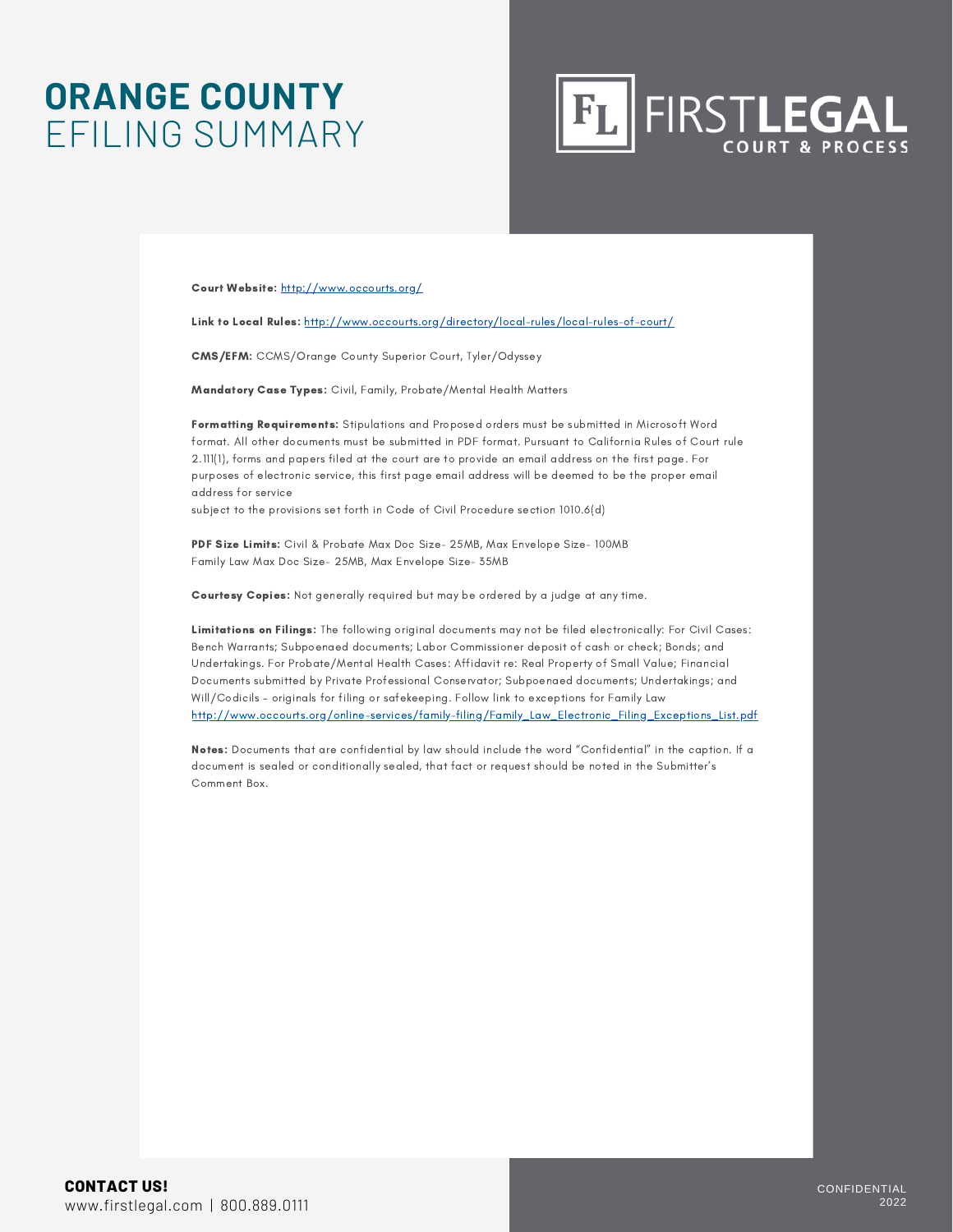# ORANGE COUNTY EFILING SUMMARY

FIRST LEGAL COURT & PROCESS

**Court Website:** http://www.occourts.org/

**Link to Local Rules:** http://www.occourts.org/directory/local-rules/local-rules-of-court/

**CMS/EFM:** CCMS/Orange County Superior Court, Tyler/Odyssey

**Mandatory Case Types:** Civil, Family, Probate/Mental Health Matters

**Formatting Requirements:** Stipulations and Proposed orders must be submitted in Microsoft Word format. All other documents must be submitted in PDF format. Pursuant to California Rules of Court rule 2.111(1), forms and papers filed at the court are to provide an email address on the first page. For purposes of electronic service, this first page email address will be deemed to be the proper email address for service
subject to the provisions set forth in Code of Civil Procedure section 1010.6(d)

**PDF Size Limits:** Civil & Probate Max Doc Size- 25MB, Max Envelope Size- 100MB
Family Law Max Doc Size- 25MB, Max Envelope Size- 35MB

**Courtesy Copies:** Not generally required but may be ordered by a judge at any time.

**Limitations on Filings:** The following original documents may not be filed electronically: For Civil Cases: Bench Warrants; Subpoenaed documents; Labor Commissioner deposit of cash or check; Bonds; and Undertakings. For Probate/Mental Health Cases: Affidavit re: Real Property of Small Value; Financial Documents submitted by Private Professional Conservator; Subpoenaed documents; Undertakings; and Will/Codicils – originals for filing or safekeeping. Follow link to exceptions for Family Law http://www.occourts.org/online-services/family-filing/Family_Law_Electronic_Filing_Exceptions_List.pdf

**Notes:** Documents that are confidential by law should include the word "Confidential" in the caption. If a document is sealed or conditionally sealed, that fact or request should be noted in the Submitter's Comment Box.

**CONTACT US!**
www.firstlegal.com | 800.889.0111

CONFIDENTIAL 2022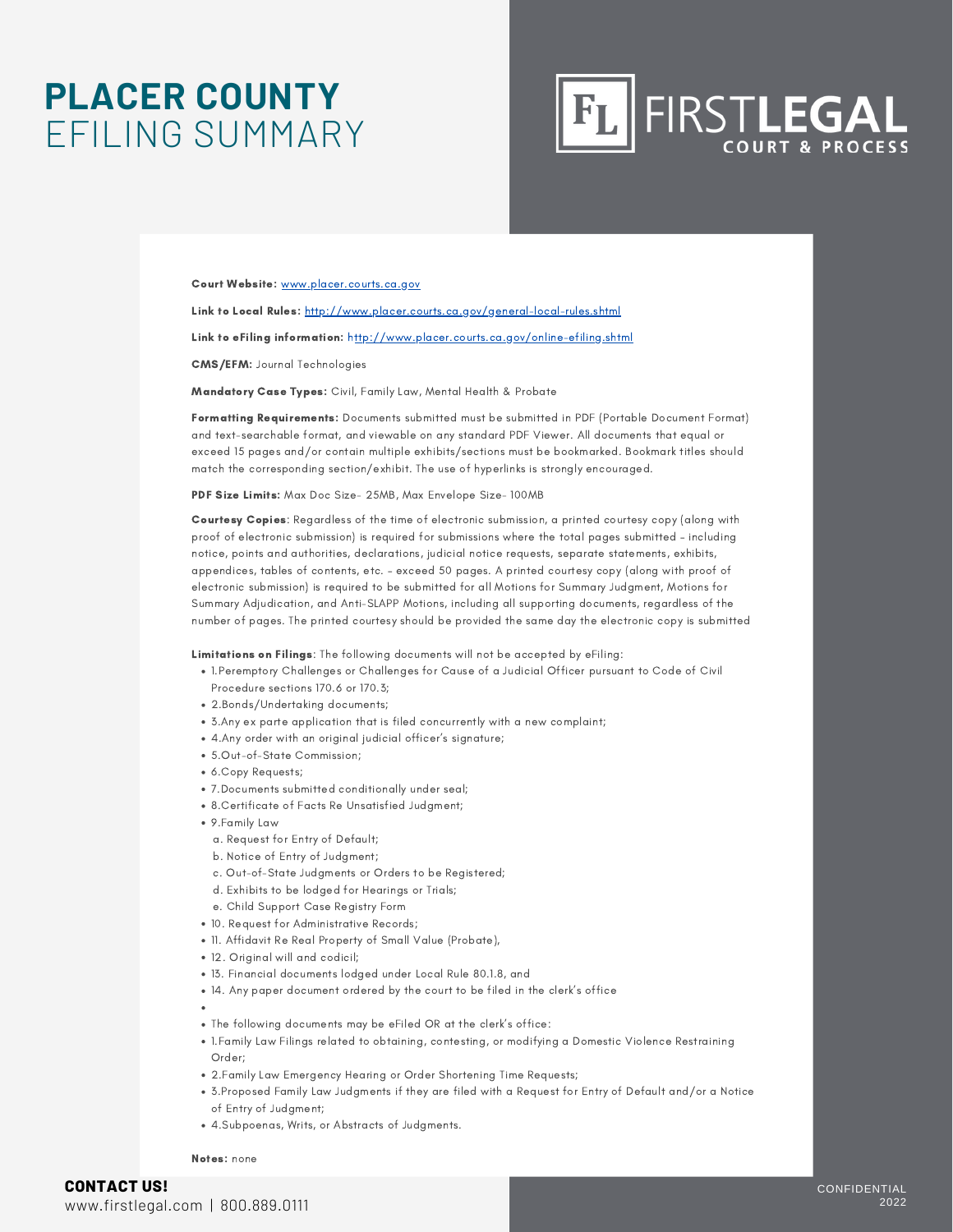# PLACER COUNTY EFILING SUMMARY

FIRSTLEGAL COURT & PROCESS

**Court Website:** www.placer.courts.ca.gov

**Link to Local Rules:** http://www.placer.courts.ca.gov/general-local-rules.shtml

**Link to eFiling information:** http://www.placer.courts.ca.gov/online-efiling.shtml

**CMS/EFM:** Journal Technologies

**Mandatory Case Types:** Civil, Family Law, Mental Health & Probate

**Formatting Requirements:** Documents submitted must be submitted in PDF (Portable Document Format) and text-searchable format, and viewable on any standard PDF Viewer. All documents that equal or exceed 15 pages and/or contain multiple exhibits/sections must be bookmarked. Bookmark titles should match the corresponding section/exhibit. The use of hyperlinks is strongly encouraged.

**PDF Size Limits:** Max Doc Size- 25MB, Max Envelope Size- 100MB

**Courtesy Copies**: Regardless of the time of electronic submission, a printed courtesy copy (along with proof of electronic submission) is required for submissions where the total pages submitted – including notice, points and authorities, declarations, judicial notice requests, separate statements, exhibits, appendices, tables of contents, etc. – exceed 50 pages. A printed courtesy copy (along with proof of electronic submission) is required to be submitted for all Motions for Summary Judgment, Motions for Summary Adjudication, and Anti-SLAPP Motions, including all supporting documents, regardless of the number of pages. The printed courtesy should be provided the same day the electronic copy is submitted

**Limitations on Filings**: The following documents will not be accepted by eFiling:

- 1.Peremptory Challenges or Challenges for Cause of a Judicial Officer pursuant to Code of Civil Procedure sections 170.6 or 170.3;
- 2.Bonds/Undertaking documents;
- 3.Any ex parte application that is filed concurrently with a new complaint;
- 4.Any order with an original judicial officer's signature;
- 5.Out-of-State Commission;
- 6.Copy Requests;
- 7.Documents submitted conditionally under seal;
- 8.Certificate of Facts Re Unsatisfied Judgment;
- 9.Family Law
  - a. Request for Entry of Default;
  - b. Notice of Entry of Judgment;
  - c. Out-of-State Judgments or Orders to be Registered;
  - d. Exhibits to be lodged for Hearings or Trials;
  - e. Child Support Case Registry Form
- 10. Request for Administrative Records;
- 11. Affidavit Re Real Property of Small Value (Probate),
- 12. Original will and codicil;
- 13. Financial documents lodged under Local Rule 80.1.8, and
- 14. Any paper document ordered by the court to be filed in the clerk's office

- The following documents may be eFiled OR at the clerk's office:
- 1.Family Law Filings related to obtaining, contesting, or modifying a Domestic Violence Restraining Order;
- 2.Family Law Emergency Hearing or Order Shortening Time Requests;
- 3.Proposed Family Law Judgments if they are filed with a Request for Entry of Default and/or a Notice of Entry of Judgment;
- 4.Subpoenas, Writs, or Abstracts of Judgments.

**Notes:** none

**CONTACT US!**
www.firstlegal.com | 800.889.0111

CONFIDENTIAL 2022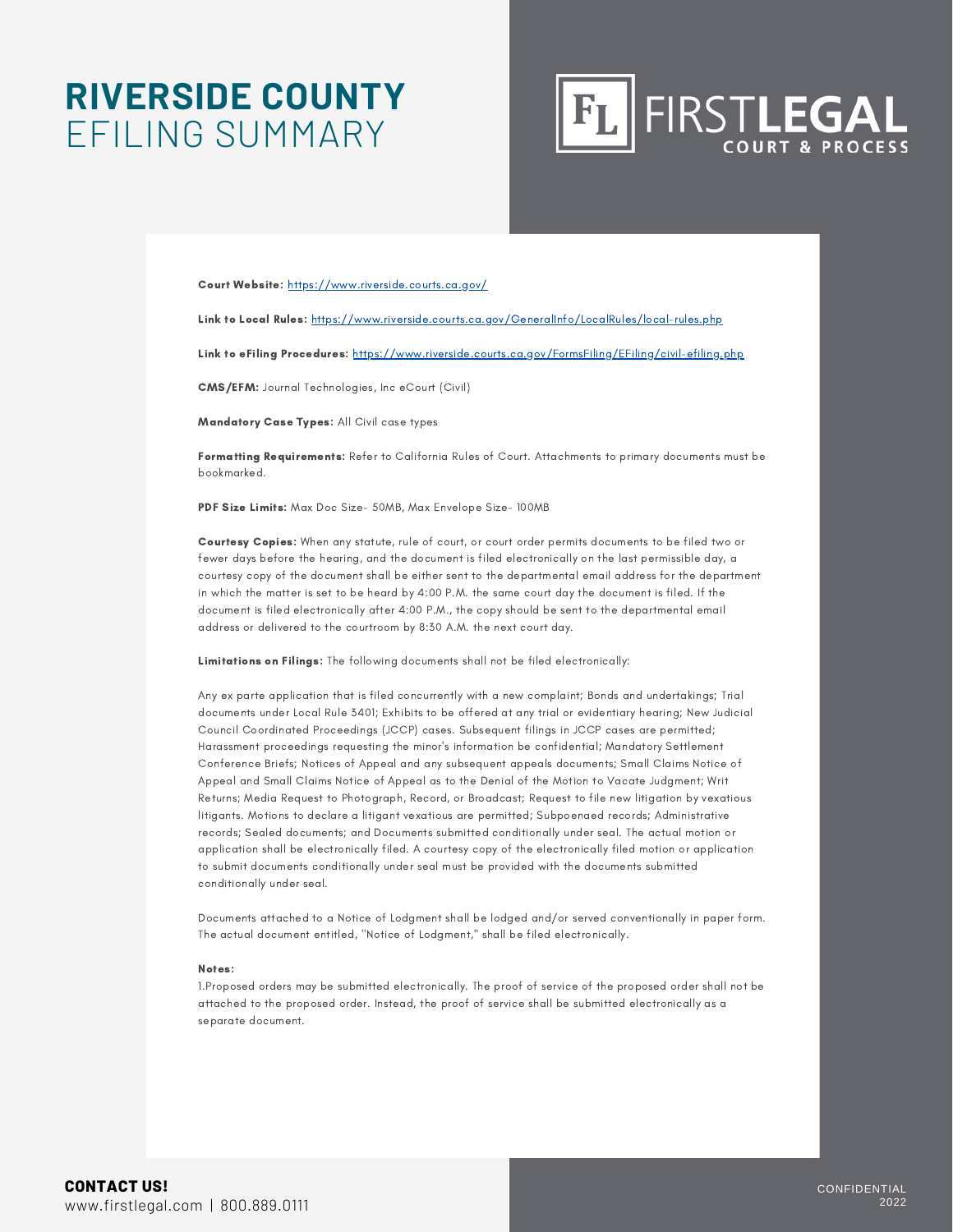# RIVERSIDE COUNTY
## EFILING SUMMARY

FIRSTLEGAL COURT & PROCESS

**Court Website:** https://www.riverside.courts.ca.gov/

**Link to Local Rules:** https://www.riverside.courts.ca.gov/GeneralInfo/LocalRules/local-rules.php

**Link to eFiling Procedures:** https://www.riverside.courts.ca.gov/FormsFiling/EFiling/civil-efiling.php

**CMS/EFM:** Journal Technologies, Inc eCourt (Civil)

**Mandatory Case Types:** All Civil case types

**Formatting Requirements:** Refer to California Rules of Court. Attachments to primary documents must be bookmarked.

**PDF Size Limits:** Max Doc Size- 50MB, Max Envelope Size- 100MB

**Courtesy Copies:** When any statute, rule of court, or court order permits documents to be filed two or fewer days before the hearing, and the document is filed electronically on the last permissible day, a courtesy copy of the document shall be either sent to the departmental email address for the department in which the matter is set to be heard by 4:00 P.M. the same court day the document is filed. If the document is filed electronically after 4:00 P.M., the copy should be sent to the departmental email address or delivered to the courtroom by 8:30 A.M. the next court day.

**Limitations on Filings:** The following documents shall not be filed electronically:

Any ex parte application that is filed concurrently with a new complaint; Bonds and undertakings; Trial documents under Local Rule 3401; Exhibits to be offered at any trial or evidentiary hearing; New Judicial Council Coordinated Proceedings (JCCP) cases. Subsequent filings in JCCP cases are permitted; Harassment proceedings requesting the minor's information be confidential; Mandatory Settlement Conference Briefs; Notices of Appeal and any subsequent appeals documents; Small Claims Notice of Appeal and Small Claims Notice of Appeal as to the Denial of the Motion to Vacate Judgment; Writ Returns; Media Request to Photograph, Record, or Broadcast; Request to file new litigation by vexatious litigants. Motions to declare a litigant vexatious are permitted; Subpoenaed records; Administrative records; Sealed documents; and Documents submitted conditionally under seal. The actual motion or application shall be electronically filed. A courtesy copy of the electronically filed motion or application to submit documents conditionally under seal must be provided with the documents submitted conditionally under seal.

Documents attached to a Notice of Lodgment shall be lodged and/or served conventionally in paper form. The actual document entitled, "Notice of Lodgment," shall be filed electronically.

**Notes:**

1.Proposed orders may be submitted electronically. The proof of service of the proposed order shall not be attached to the proposed order. Instead, the proof of service shall be submitted electronically as a separate document.

**CONTACT US!**
www.firstlegal.com | 800.889.0111

CONFIDENTIAL 2022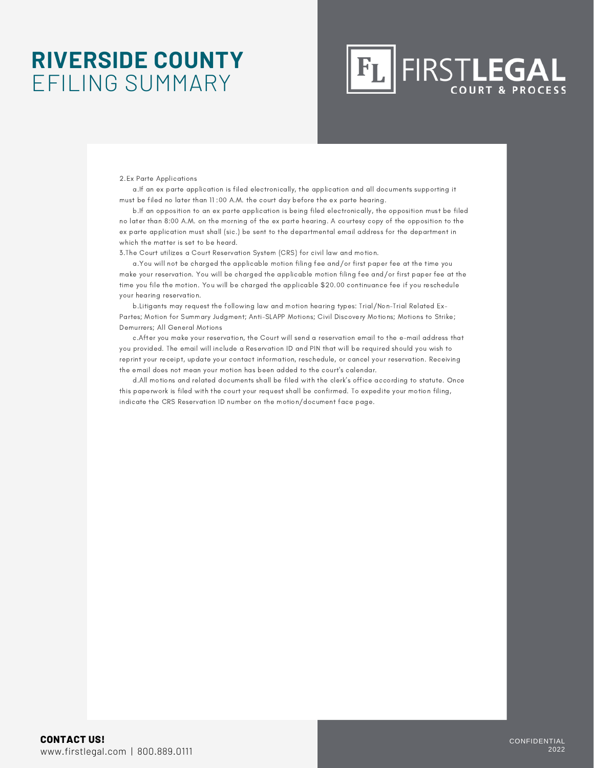# RIVERSIDE COUNTY
EFILING SUMMARY

2. Ex Parte Applications

a. If an ex parte application is filed electronically, the application and all documents supporting it must be filed no later than 11:00 A.M. the court day before the ex parte hearing.

b. If an opposition to an ex parte application is being filed electronically, the opposition must be filed no later than 8:00 A.M. on the morning of the ex parte hearing. A courtesy copy of the opposition to the ex parte application must shall (sic.) be sent to the departmental email address for the department in which the matter is set to be heard.

3. The Court utilizes a Court Reservation System (CRS) for civil law and motion.

a. You will not be charged the applicable motion filing fee and/or first paper fee at the time you make your reservation. You will be charged the applicable motion filing fee and/or first paper fee at the time you file the motion. You will be charged the applicable $20.00 continuance fee if you reschedule your hearing reservation.

b. Litigants may request the following law and motion hearing types: Trial/Non-Trial Related Ex-Partes; Motion for Summary Judgment; Anti-SLAPP Motions; Civil Discovery Motions; Motions to Strike; Demurrers; All General Motions

c. After you make your reservation, the Court will send a reservation email to the e-mail address that you provided. The email will include a Reservation ID and PIN that will be required should you wish to reprint your receipt, update your contact information, reschedule, or cancel your reservation. Receiving the email does not mean your motion has been added to the court's calendar.

d. All motions and related documents shall be filed with the clerk's office according to statute. Once this paperwork is filed with the court your request shall be confirmed. To expedite your motion filing, indicate the CRS Reservation ID number on the motion/document face page.

**CONTACT US!**
www.firstlegal.com | 800.889.0111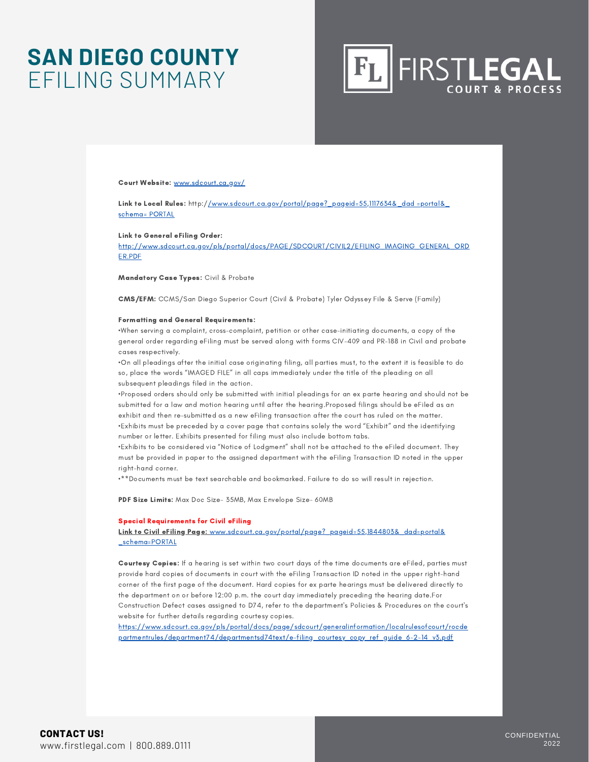# **SAN DIEGO COUNTY** EFILING SUMMARY

**Court Website:** www.sdcourt.ca.gov/

**Link to Local Rules:** http://www.sdcourt.ca.gov/portal/page?_pageid=55,1117634&_dad =portal&_schema= PORTAL

**Link to General eFiling Order:**
http://www.sdcourt.ca.gov/pls/portal/docs/PAGE/SDCOURT/CIVIL2/EFILING_IMAGING_GENERAL_ORDER.PDF

**Mandatory Case Types:** Civil & Probate

**CMS/EFM:** CCMS/San Diego Superior Court (Civil & Probate) Tyler Odyssey File & Serve (Family)

**Formatting and General Requirements:**

•When serving a complaint, cross-complaint, petition or other case-initiating documents, a copy of the general order regarding eFiling must be served along with forms CIV-409 and PR-188 in Civil and probate cases respectively.

•On all pleadings after the initial case originating filing, all parties must, to the extent it is feasible to do so, place the words "IMAGED FILE" in all caps immediately under the title of the pleading on all subsequent pleadings filed in the action.

•Proposed orders should only be submitted with initial pleadings for an ex parte hearing and should not be submitted for a law and motion hearing until after the hearing.Proposed filings should be eFiled as an exhibit and then re-submitted as a new eFiling transaction after the court has ruled on the matter.

•Exhibits must be preceded by a cover page that contains solely the word "Exhibit" and the identifying number or letter. Exhibits presented for filing must also include bottom tabs.

•Exhibits to be considered via "Notice of Lodgment" shall not be attached to the eFiled document. They must be provided in paper to the assigned department with the eFiling Transaction ID noted in the upper right-hand corner.

•**Documents must be text searchable and bookmarked. Failure to do so will result in rejection.

**PDF Size Limits:** Max Doc Size- 35MB, Max Envelope Size- 60MB

**Special Requirements for Civil eFiling**

**Link to Civil eFiling Page:** www.sdcourt.ca.gov/portal/page?_pageid=55,1844803&_dad=portal&_schema=PORTAL

**Courtesy Copies:** If a hearing is set within two court days of the time documents are eFiled, parties must provide hard copies of documents in court with the eFiling Transaction ID noted in the upper right-hand corner of the first page of the document. Hard copies for ex parte hearings must be delivered directly to the department on or before 12:00 p.m. the court day immediately preceding the hearing date.For Construction Defect cases assigned to D74, refer to the department's Policies & Procedures on the court's website for further details regarding courtesy copies.
https://www.sdcourt.ca.gov/pls/portal/docs/page/sdcourt/generalinformation/localrulesofcourt/rocdepartmentrules/department74/departmentsd74text/e-filing_courtesy_copy_ref_guide_6-2-14_v3.pdf

**CONTACT US!**
www.firstlegal.com | 800.889.0111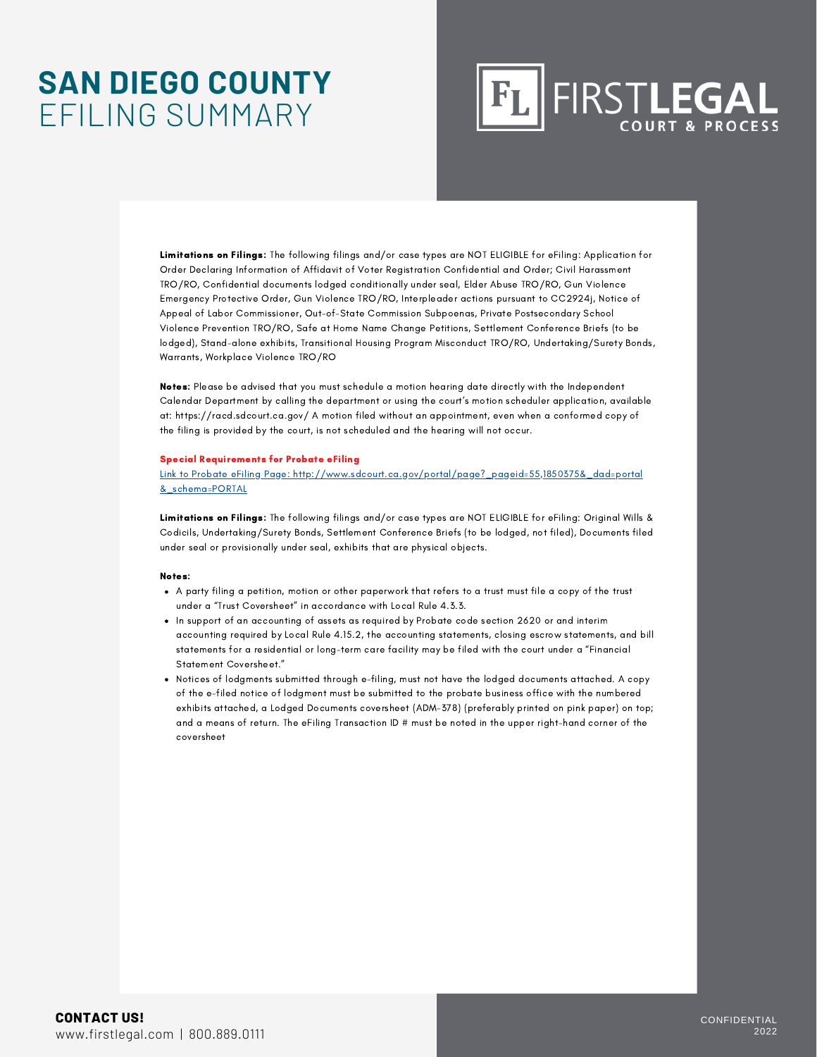# SAN DIEGO COUNTY EFILING SUMMARY

**Limitations on Filings:** The following filings and/or case types are NOT ELIGIBLE for eFiling: Application for Order Declaring Information of Affidavit of Voter Registration Confidential and Order; Civil Harassment TRO/RO, Confidential documents lodged conditionally under seal, Elder Abuse TRO/RO, Gun Violence Emergency Protective Order, Gun Violence TRO/RO, Interpleader actions pursuant to CC2924j, Notice of Appeal of Labor Commissioner, Out-of-State Commission Subpoenas, Private Postsecondary School Violence Prevention TRO/RO, Safe at Home Name Change Petitions, Settlement Conference Briefs (to be lodged), Stand-alone exhibits, Transitional Housing Program Misconduct TRO/RO, Undertaking/Surety Bonds, Warrants, Workplace Violence TRO/RO

**Notes:** Please be advised that you must schedule a motion hearing date directly with the Independent Calendar Department by calling the department or using the court's motion scheduler application, available at: https://racd.sdcourt.ca.gov/ A motion filed without an appointment, even when a conformed copy of the filing is provided by the court, is not scheduled and the hearing will not occur.

**Special Requirements for Probate eFiling**

[Link to Probate eFiling Page: http://www.sdcourt.ca.gov/portal/page?_pageid=55,1850375&_dad=portal&_schema=PORTAL](http://www.sdcourt.ca.gov/portal/page?_pageid=55,1850375&_dad=portal&_schema=PORTAL)

**Limitations on Filings:** The following filings and/or case types are NOT ELIGIBLE for eFiling: Original Wills & Codicils, Undertaking/Surety Bonds, Settlement Conference Briefs (to be lodged, not filed), Documents filed under seal or provisionally under seal, exhibits that are physical objects.

**Notes:**

- A party filing a petition, motion or other paperwork that refers to a trust must file a copy of the trust under a "Trust Coversheet" in accordance with Local Rule 4.3.3.
- In support of an accounting of assets as required by Probate code section 2620 or and interim accounting required by Local Rule 4.15.2, the accounting statements, closing escrow statements, and bill statements for a residential or long-term care facility may be filed with the court under a "Financial Statement Coversheet."
- Notices of lodgments submitted through e-filing, must not have the lodged documents attached. A copy of the e-filed notice of lodgment must be submitted to the probate business office with the numbered exhibits attached, a Lodged Documents coversheet (ADM-378) (preferably printed on pink paper) on top; and a means of return. The eFiling Transaction ID # must be noted in the upper right-hand corner of the coversheet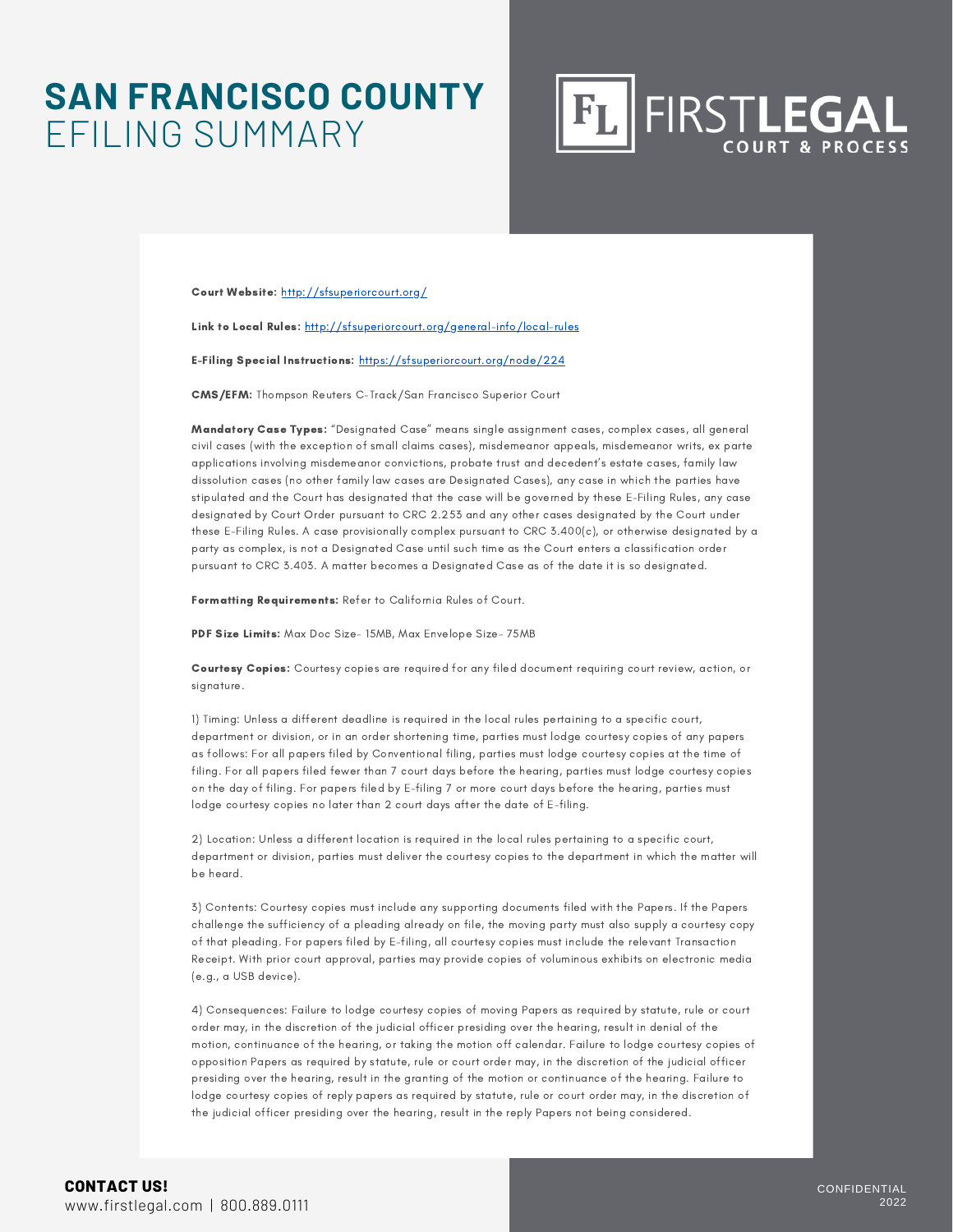# SAN FRANCISCO COUNTY EFILING SUMMARY

**Court Website:** http://sfsuperiorcourt.org/

**Link to Local Rules:** http://sfsuperiorcourt.org/general-info/local-rules

**E-Filing Special Instructions:** https://sfsuperiorcourt.org/node/224

**CMS/EFM:** Thompson Reuters C-Track/San Francisco Superior Court

**Mandatory Case Types:** "Designated Case" means single assignment cases, complex cases, all general civil cases (with the exception of small claims cases), misdemeanor appeals, misdemeanor writs, ex parte applications involving misdemeanor convictions, probate trust and decedent's estate cases, family law dissolution cases (no other family law cases are Designated Cases), any case in which the parties have stipulated and the Court has designated that the case will be governed by these E-Filing Rules, any case designated by Court Order pursuant to CRC 2.253 and any other cases designated by the Court under these E-Filing Rules. A case provisionally complex pursuant to CRC 3.400(c), or otherwise designated by a party as complex, is not a Designated Case until such time as the Court enters a classification order pursuant to CRC 3.403. A matter becomes a Designated Case as of the date it is so designated.

**Formatting Requirements:** Refer to California Rules of Court.

**PDF Size Limits:** Max Doc Size- 15MB, Max Envelope Size- 75MB

**Courtesy Copies:** Courtesy copies are required for any filed document requiring court review, action, or signature.

1) Timing: Unless a different deadline is required in the local rules pertaining to a specific court, department or division, or in an order shortening time, parties must lodge courtesy copies of any papers as follows: For all papers filed by Conventional filing, parties must lodge courtesy copies at the time of filing. For all papers filed fewer than 7 court days before the hearing, parties must lodge courtesy copies on the day of filing. For papers filed by E-filing 7 or more court days before the hearing, parties must lodge courtesy copies no later than 2 court days after the date of E-filing.

2) Location: Unless a different location is required in the local rules pertaining to a specific court, department or division, parties must deliver the courtesy copies to the department in which the matter will be heard.

3) Contents: Courtesy copies must include any supporting documents filed with the Papers. If the Papers challenge the sufficiency of a pleading already on file, the moving party must also supply a courtesy copy of that pleading. For papers filed by E-filing, all courtesy copies must include the relevant Transaction Receipt. With prior court approval, parties may provide copies of voluminous exhibits on electronic media (e.g., a USB device).

4) Consequences: Failure to lodge courtesy copies of moving Papers as required by statute, rule or court order may, in the discretion of the judicial officer presiding over the hearing, result in denial of the motion, continuance of the hearing, or taking the motion off calendar. Failure to lodge courtesy copies of opposition Papers as required by statute, rule or court order may, in the discretion of the judicial officer presiding over the hearing, result in the granting of the motion or continuance of the hearing. Failure to lodge courtesy copies of reply papers as required by statute, rule or court order may, in the discretion of the judicial officer presiding over the hearing, result in the reply Papers not being considered.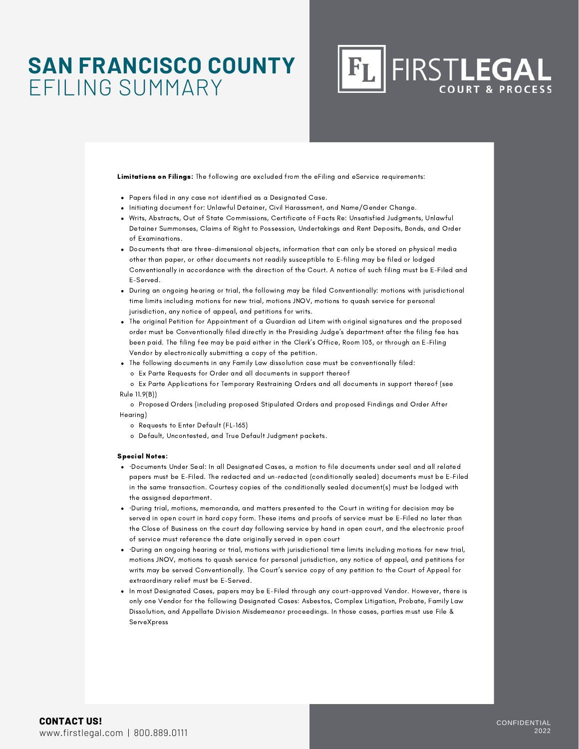# SAN FRANCISCO COUNTY EFILING SUMMARY

**Limitations on Filings:** The following are excluded from the eFiling and eService requirements:

- Papers filed in any case not identified as a Designated Case.
- Initiating document for: Unlawful Detainer, Civil Harassment, and Name/Gender Change.
- Writs, Abstracts, Out of State Commissions, Certificate of Facts Re: Unsatisfied Judgments, Unlawful Detainer Summonses, Claims of Right to Possession, Undertakings and Rent Deposits, Bonds, and Order of Examinations.
- Documents that are three-dimensional objects, information that can only be stored on physical media other than paper, or other documents not readily susceptible to E-filing may be filed or lodged Conventionally in accordance with the direction of the Court. A notice of such filing must be E-Filed and E-Served.
- During an ongoing hearing or trial, the following may be filed Conventionally: motions with jurisdictional time limits including motions for new trial, motions JNOV, motions to quash service for personal jurisdiction, any notice of appeal, and petitions for writs.
- The original Petition for Appointment of a Guardian ad Litem with original signatures and the proposed order must be Conventionally filed directly in the Presiding Judge's department after the filing fee has been paid. The filing fee may be paid either in the Clerk's Office, Room 103, or through an E-Filing Vendor by electronically submitting a copy of the petition.
- The following documents in any Family Law dissolution case must be conventionally filed:
  - Ex Parte Requests for Order and all documents in support thereof
  - Ex Parte Applications for Temporary Restraining Orders and all documents in support thereof (see Rule 11.9(B))
  - Proposed Orders (including proposed Stipulated Orders and proposed Findings and Order After Hearing)
  - Requests to Enter Default (FL-165)
  - Default, Uncontested, and True Default Judgment packets.

**Special Notes:**

- ·Documents Under Seal: In all Designated Cases, a motion to file documents under seal and all related papers must be E-Filed. The redacted and un-redacted (conditionally sealed) documents must be E-Filed in the same transaction. Courtesy copies of the conditionally sealed document(s) must be lodged with the assigned department.
- ·During trial, motions, memoranda, and matters presented to the Court in writing for decision may be served in open court in hard copy form. These items and proofs of service must be E-Filed no later than the Close of Business on the court day following service by hand in open court, and the electronic proof of service must reference the date originally served in open court
- ·During an ongoing hearing or trial, motions with jurisdictional time limits including motions for new trial, motions JNOV, motions to quash service for personal jurisdiction, any notice of appeal, and petitions for writs may be served Conventionally. The Court's service copy of any petition to the Court of Appeal for extraordinary relief must be E-Served.
- In most Designated Cases, papers may be E-Filed through any court-approved Vendor. However, there is only one Vendor for the following Designated Cases: Asbestos, Complex Litigation, Probate, Family Law Dissolution, and Appellate Division Misdemeanor proceedings. In those cases, parties must use File & ServeXpress

**CONTACT US!**
www.firstlegal.com | 800.889.0111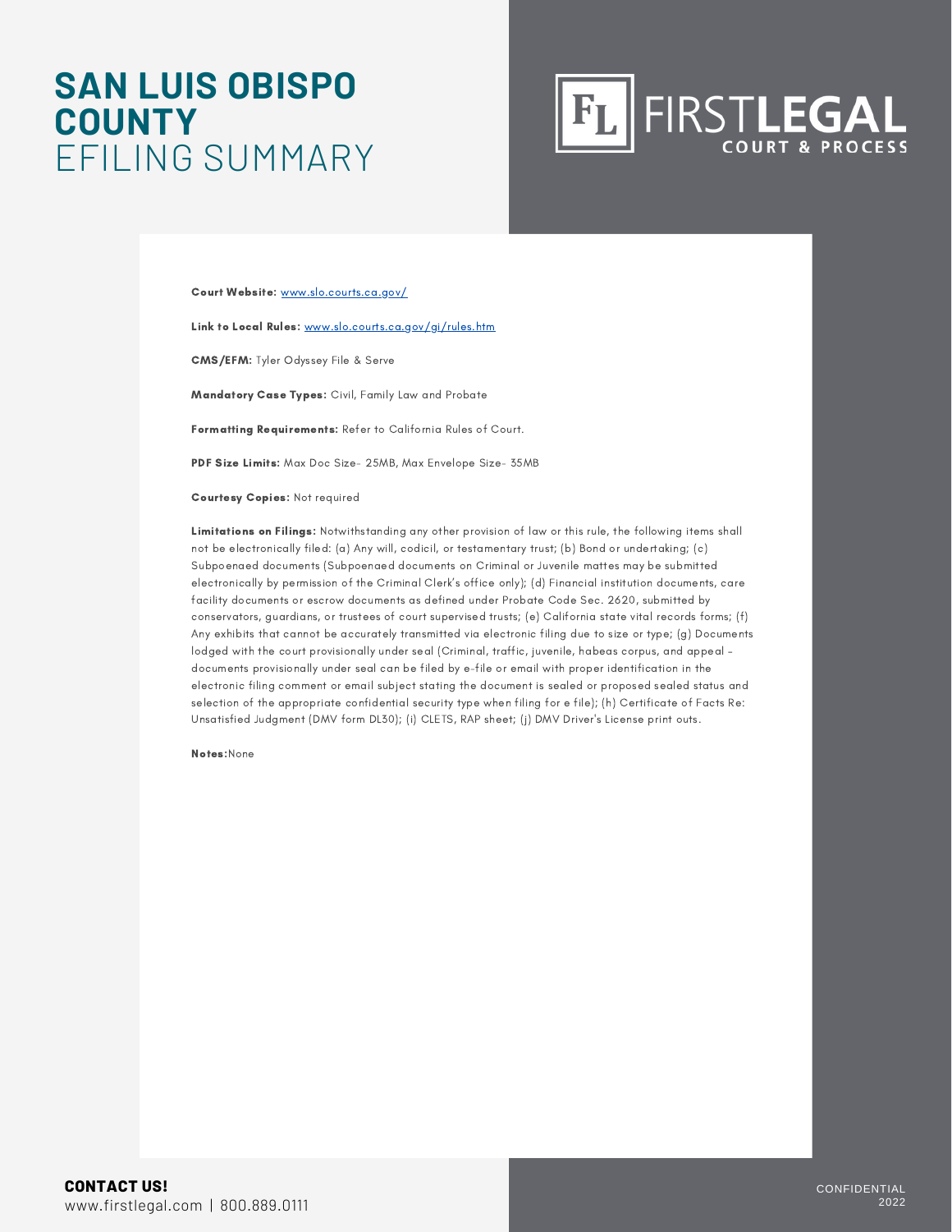# SAN LUIS OBISPO COUNTY EFILING SUMMARY

**Court Website:** www.slo.courts.ca.gov/

**Link to Local Rules:** www.slo.courts.ca.gov/gi/rules.htm

**CMS/EFM:** Tyler Odyssey File & Serve

**Mandatory Case Types:** Civil, Family Law and Probate

**Formatting Requirements:** Refer to California Rules of Court.

**PDF Size Limits:** Max Doc Size- 25MB, Max Envelope Size- 35MB

**Courtesy Copies:** Not required

**Limitations on Filings:** Notwithstanding any other provision of law or this rule, the following items shall not be electronically filed: (a) Any will, codicil, or testamentary trust; (b) Bond or undertaking; (c) Subpoenaed documents (Subpoenaed documents on Criminal or Juvenile mattes may be submitted electronically by permission of the Criminal Clerk's office only); (d) Financial institution documents, care facility documents or escrow documents as defined under Probate Code Sec. 2620, submitted by conservators, guardians, or trustees of court supervised trusts; (e) California state vital records forms; (f) Any exhibits that cannot be accurately transmitted via electronic filing due to size or type; (g) Documents lodged with the court provisionally under seal (Criminal, traffic, juvenile, habeas corpus, and appeal - documents provisionally under seal can be filed by e-file or email with proper identification in the electronic filing comment or email subject stating the document is sealed or proposed sealed status and selection of the appropriate confidential security type when filing for e file); (h) Certificate of Facts Re: Unsatisfied Judgment (DMV form DL30); (i) CLETS, RAP sheet; (j) DMV Driver's License print outs.

**Notes:** None

**CONTACT US!**
www.firstlegal.com | 800.889.0111

CONFIDENTIAL 2022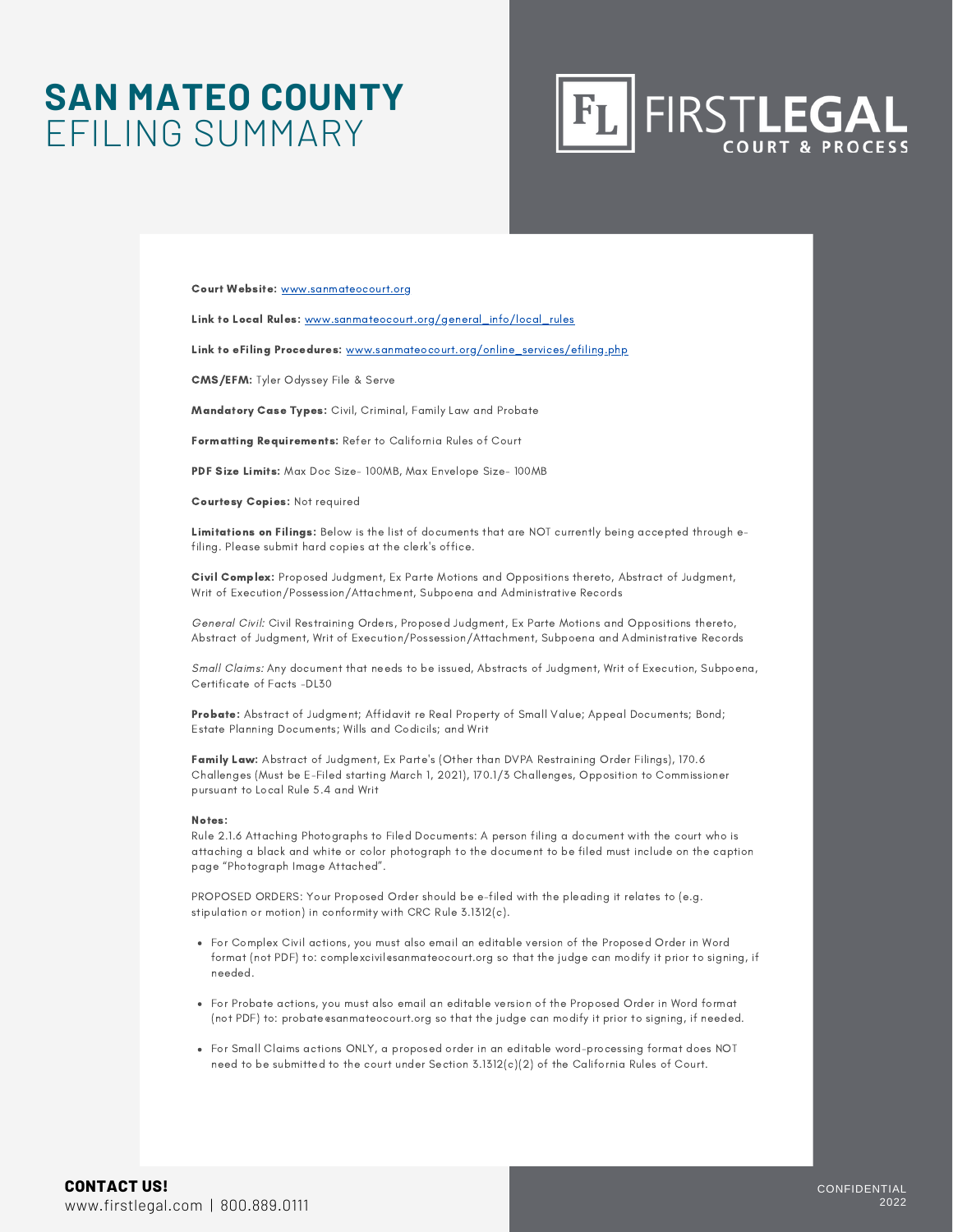# SAN MATEO COUNTY
EFILING SUMMARY

FIRSTLEGAL COURT & PROCESS

**Court Website:** www.sanmateocourt.org

**Link to Local Rules:** www.sanmateocourt.org/general_info/local_rules

**Link to eFiling Procedures:** www.sanmateocourt.org/online_services/efiling.php

**CMS/EFM:** Tyler Odyssey File & Serve

**Mandatory Case Types:** Civil, Criminal, Family Law and Probate

**Formatting Requirements:** Refer to California Rules of Court

**PDF Size Limits:** Max Doc Size- 100MB, Max Envelope Size- 100MB

**Courtesy Copies:** Not required

**Limitations on Filings:** Below is the list of documents that are NOT currently being accepted through e-filing. Please submit hard copies at the clerk's office.

**Civil Complex:** Proposed Judgment, Ex Parte Motions and Oppositions thereto, Abstract of Judgment, Writ of Execution/Possession/Attachment, Subpoena and Administrative Records

*General Civil:* Civil Restraining Orders, Proposed Judgment, Ex Parte Motions and Oppositions thereto, Abstract of Judgment, Writ of Execution/Possession/Attachment, Subpoena and Administrative Records

*Small Claims:* Any document that needs to be issued, Abstracts of Judgment, Writ of Execution, Subpoena, Certificate of Facts -DL30

**Probate:** Abstract of Judgment; Affidavit re Real Property of Small Value; Appeal Documents; Bond; Estate Planning Documents; Wills and Codicils; and Writ

**Family Law:** Abstract of Judgment, Ex Parte's (Other than DVPA Restraining Order Filings), 170.6 Challenges (Must be E-Filed starting March 1, 2021), 170.1/3 Challenges, Opposition to Commissioner pursuant to Local Rule 5.4 and Writ

**Notes:**
Rule 2.1.6 Attaching Photographs to Filed Documents: A person filing a document with the court who is attaching a black and white or color photograph to the document to be filed must include on the caption page "Photograph Image Attached".

PROPOSED ORDERS: Your Proposed Order should be e-filed with the pleading it relates to (e.g. stipulation or motion) in conformity with CRC Rule 3.1312(c).

- For Complex Civil actions, you must also email an editable version of the Proposed Order in Word format (not PDF) to: complexcivil@sanmateocourt.org so that the judge can modify it prior to signing, if needed.
- For Probate actions, you must also email an editable version of the Proposed Order in Word format (not PDF) to: probate@sanmateocourt.org so that the judge can modify it prior to signing, if needed.
- For Small Claims actions ONLY, a proposed order in an editable word-processing format does NOT need to be submitted to the court under Section 3.1312(c)(2) of the California Rules of Court.

**CONTACT US!**
www.firstlegal.com | 800.889.0111

CONFIDENTIAL 2022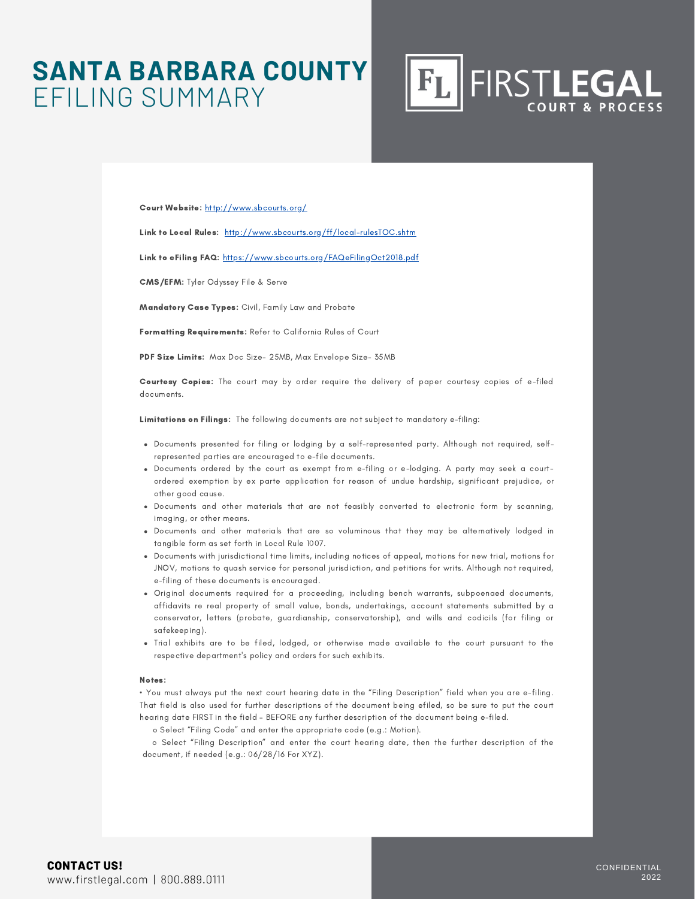# SANTA BARBARA COUNTY EFILING SUMMARY

FIRSTLEGAL COURT & PROCESS

**Court Website:** http://www.sbcourts.org/

**Link to Local Rules:** http://www.sbcourts.org/ff/local-rulesTOC.shtm

**Link to eFiling FAQ:** https://www.sbcourts.org/FAQeFilingOct2018.pdf

**CMS/EFM:** Tyler Odyssey File & Serve

**Mandatory Case Types:** Civil, Family Law and Probate

**Formatting Requirements:** Refer to California Rules of Court

**PDF Size Limits:** Max Doc Size- 25MB, Max Envelope Size- 35MB

**Courtesy Copies:** The court may by order require the delivery of paper courtesy copies of e-filed documents.

**Limitations on Filings:** The following documents are not subject to mandatory e-filing:

- Documents presented for filing or lodging by a self-represented party. Although not required, self-represented parties are encouraged to e-file documents.
- Documents ordered by the court as exempt from e-filing or e-lodging. A party may seek a court-ordered exemption by ex parte application for reason of undue hardship, significant prejudice, or other good cause.
- Documents and other materials that are not feasibly converted to electronic form by scanning, imaging, or other means.
- Documents and other materials that are so voluminous that they may be alternatively lodged in tangible form as set forth in Local Rule 1007.
- Documents with jurisdictional time limits, including notices of appeal, motions for new trial, motions for JNOV, motions to quash service for personal jurisdiction, and petitions for writs. Although not required, e-filing of these documents is encouraged.
- Original documents required for a proceeding, including bench warrants, subpoenaed documents, affidavits re real property of small value, bonds, undertakings, account statements submitted by a conservator, letters (probate, guardianship, conservatorship), and wills and codicils (for filing or safekeeping).
- Trial exhibits are to be filed, lodged, or otherwise made available to the court pursuant to the respective department's policy and orders for such exhibits.

**Notes:**

• You must always put the next court hearing date in the "Filing Description" field when you are e-filing. That field is also used for further descriptions of the document being efiled, so be sure to put the court hearing date FIRST in the field – BEFORE any further description of the document being e-filed.

o Select "Filing Code" and enter the appropriate code (e.g.: Motion).

o Select "Filing Description" and enter the court hearing date, then the further description of the document, if needed (e.g.: 06/28/16 For XYZ).

**CONTACT US!**
www.firstlegal.com | 800.889.0111

CONFIDENTIAL 2022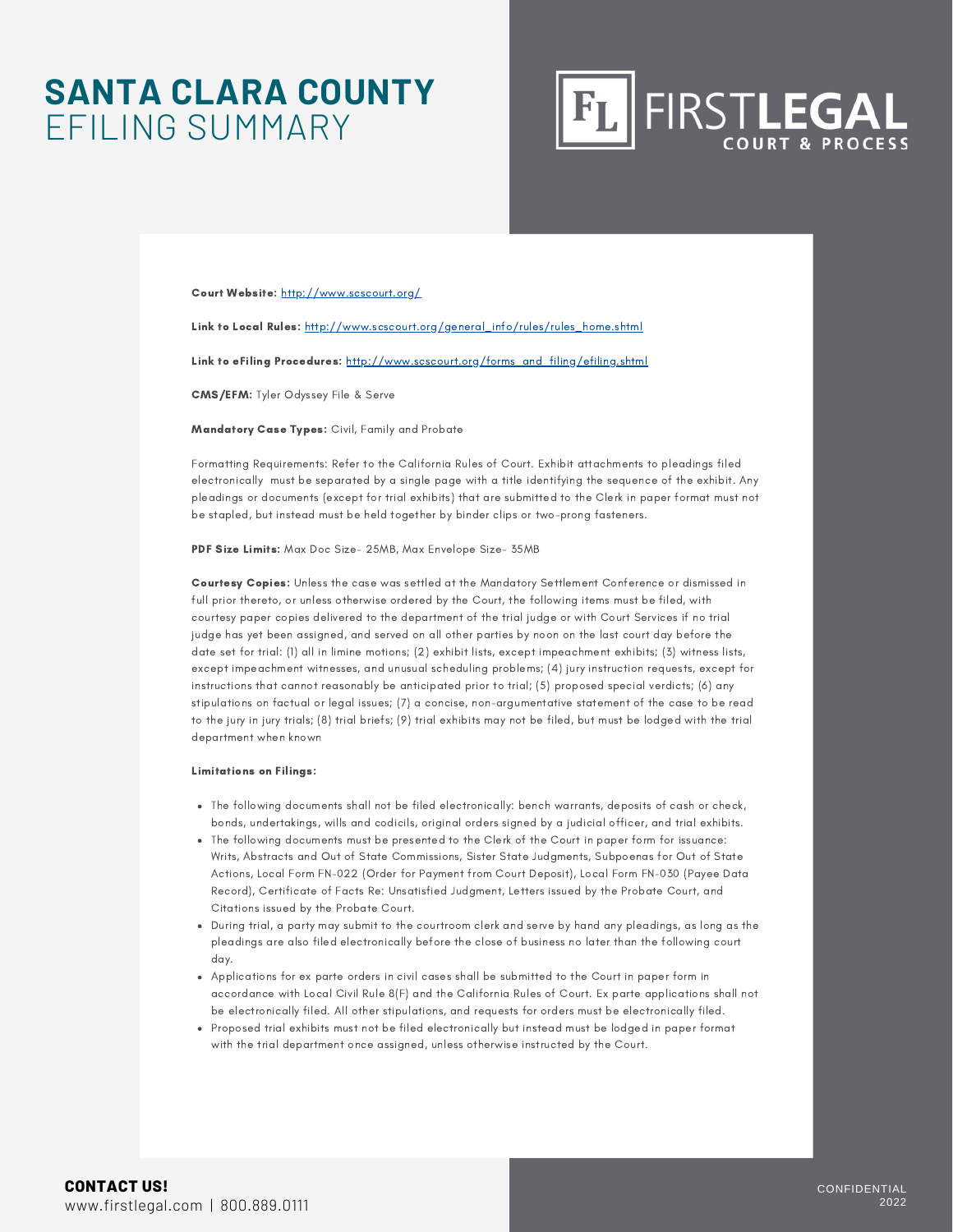# SANTA CLARA COUNTY
## EFILING SUMMARY

FIRSTLEGAL COURT & PROCESS

**Court Website:** http://www.scscourt.org/

**Link to Local Rules:** http://www.scscourt.org/general_info/rules/rules_home.shtml

**Link to eFiling Procedures:** http://www.scscourt.org/forms_and_filing/efiling.shtml

**CMS/EFM:** Tyler Odyssey File & Serve

**Mandatory Case Types:** Civil, Family and Probate

Formatting Requirements: Refer to the California Rules of Court. Exhibit attachments to pleadings filed electronically must be separated by a single page with a title identifying the sequence of the exhibit. Any pleadings or documents (except for trial exhibits) that are submitted to the Clerk in paper format must not be stapled, but instead must be held together by binder clips or two-prong fasteners.

**PDF Size Limits:** Max Doc Size- 25MB, Max Envelope Size- 35MB

**Courtesy Copies:** Unless the case was settled at the Mandatory Settlement Conference or dismissed in full prior thereto, or unless otherwise ordered by the Court, the following items must be filed, with courtesy paper copies delivered to the department of the trial judge or with Court Services if no trial judge has yet been assigned, and served on all other parties by noon on the last court day before the date set for trial: (1) all in limine motions; (2) exhibit lists, except impeachment exhibits; (3) witness lists, except impeachment witnesses, and unusual scheduling problems; (4) jury instruction requests, except for instructions that cannot reasonably be anticipated prior to trial; (5) proposed special verdicts; (6) any stipulations on factual or legal issues; (7) a concise, non-argumentative statement of the case to be read to the jury in jury trials; (8) trial briefs; (9) trial exhibits may not be filed, but must be lodged with the trial department when known

**Limitations on Filings:**

- The following documents shall not be filed electronically: bench warrants, deposits of cash or check, bonds, undertakings, wills and codicils, original orders signed by a judicial officer, and trial exhibits.
- The following documents must be presented to the Clerk of the Court in paper form for issuance: Writs, Abstracts and Out of State Commissions, Sister State Judgments, Subpoenas for Out of State Actions, Local Form FN-022 (Order for Payment from Court Deposit), Local Form FN-030 (Payee Data Record), Certificate of Facts Re: Unsatisfied Judgment, Letters issued by the Probate Court, and Citations issued by the Probate Court.
- During trial, a party may submit to the courtroom clerk and serve by hand any pleadings, as long as the pleadings are also filed electronically before the close of business no later than the following court day.
- Applications for ex parte orders in civil cases shall be submitted to the Court in paper form in accordance with Local Civil Rule 8(F) and the California Rules of Court. Ex parte applications shall not be electronically filed. All other stipulations, and requests for orders must be electronically filed.
- Proposed trial exhibits must not be filed electronically but instead must be lodged in paper format with the trial department once assigned, unless otherwise instructed by the Court.

**CONTACT US!**
www.firstlegal.com | 800.889.0111

CONFIDENTIAL 2022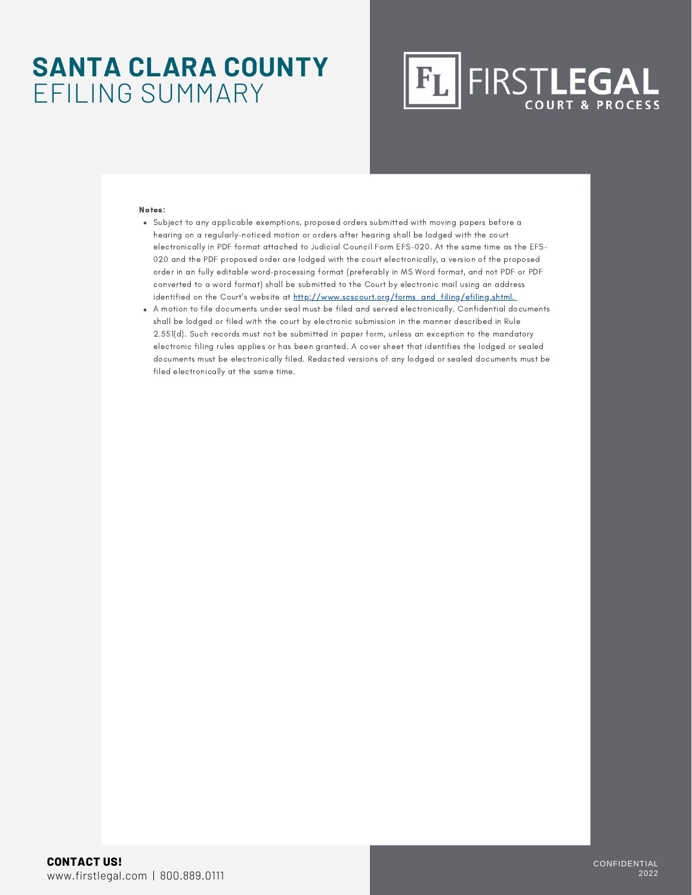# SANTA CLARA COUNTY EFILING SUMMARY

**Notes:**

- Subject to any applicable exemptions, proposed orders submitted with moving papers before a hearing on a regularly-noticed motion or orders after hearing shall be lodged with the court electronically in PDF format attached to Judicial Council Form EFS-020. At the same time as the EFS-020 and the PDF proposed order are lodged with the court electronically, a version of the proposed order in an fully editable word-processing format (preferably in MS Word format, and not PDF or PDF converted to a word format) shall be submitted to the Court by electronic mail using an address identified on the Court's website at http://www.scscourt.org/forms_and_filing/efiling.shtml.
- A motion to file documents under seal must be filed and served electronically. Confidential documents shall be lodged or filed with the court by electronic submission in the manner described in Rule 2.551(d). Such records must not be submitted in paper form, unless an exception to the mandatory electronic filing rules applies or has been granted. A cover sheet that identifies the lodged or sealed documents must be electronically filed. Redacted versions of any lodged or sealed documents must be filed electronically at the same time.

**CONTACT US!**
www.firstlegal.com | 800.889.0111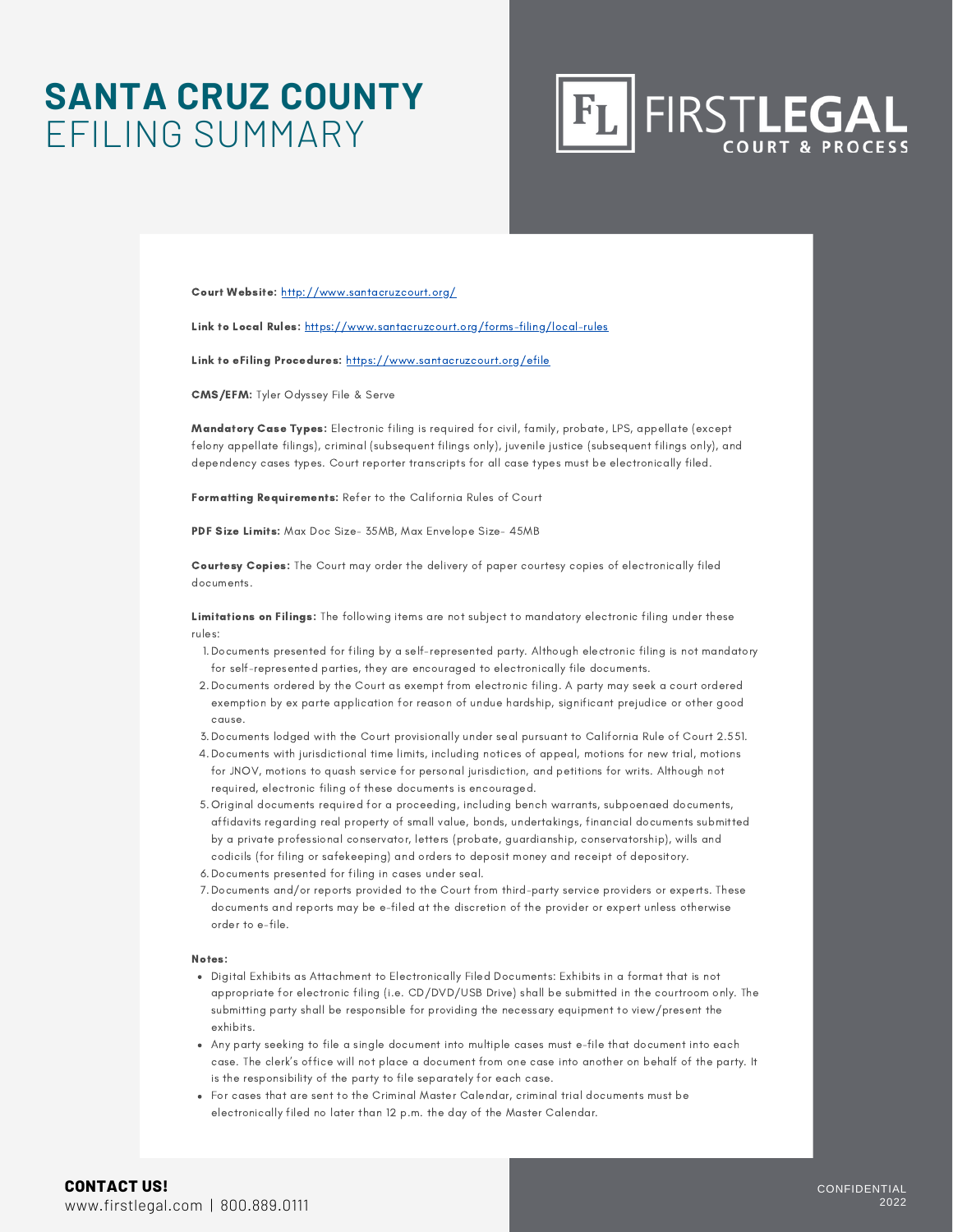# SANTA CRUZ COUNTY EFILING SUMMARY

FIRSTLEGAL COURT & PROCESS

**Court Website:** http://www.santacruzcourt.org/

**Link to Local Rules:** https://www.santacruzcourt.org/forms-filing/local-rules

**Link to eFiling Procedures:** https://www.santacruzcourt.org/efile

**CMS/EFM:** Tyler Odyssey File & Serve

**Mandatory Case Types:** Electronic filing is required for civil, family, probate, LPS, appellate (except felony appellate filings), criminal (subsequent filings only), juvenile justice (subsequent filings only), and dependency cases types. Court reporter transcripts for all case types must be electronically filed.

**Formatting Requirements:** Refer to the California Rules of Court

**PDF Size Limits:** Max Doc Size- 35MB, Max Envelope Size- 45MB

**Courtesy Copies:** The Court may order the delivery of paper courtesy copies of electronically filed documents.

**Limitations on Filings:** The following items are not subject to mandatory electronic filing under these rules:

1. Documents presented for filing by a self-represented party. Although electronic filing is not mandatory for self-represented parties, they are encouraged to electronically file documents.
2. Documents ordered by the Court as exempt from electronic filing. A party may seek a court ordered exemption by ex parte application for reason of undue hardship, significant prejudice or other good cause.
3. Documents lodged with the Court provisionally under seal pursuant to California Rule of Court 2.551.
4. Documents with jurisdictional time limits, including notices of appeal, motions for new trial, motions for JNOV, motions to quash service for personal jurisdiction, and petitions for writs. Although not required, electronic filing of these documents is encouraged.
5. Original documents required for a proceeding, including bench warrants, subpoenaed documents, affidavits regarding real property of small value, bonds, undertakings, financial documents submitted by a private professional conservator, letters (probate, guardianship, conservatorship), wills and codicils (for filing or safekeeping) and orders to deposit money and receipt of depository.
6. Documents presented for filing in cases under seal.
7. Documents and/or reports provided to the Court from third-party service providers or experts. These documents and reports may be e-filed at the discretion of the provider or expert unless otherwise order to e-file.

**Notes:**

- Digital Exhibits as Attachment to Electronically Filed Documents: Exhibits in a format that is not appropriate for electronic filing (i.e. CD/DVD/USB Drive) shall be submitted in the courtroom only. The submitting party shall be responsible for providing the necessary equipment to view/present the exhibits.
- Any party seeking to file a single document into multiple cases must e-file that document into each case. The clerk's office will not place a document from one case into another on behalf of the party. It is the responsibility of the party to file separately for each case.
- For cases that are sent to the Criminal Master Calendar, criminal trial documents must be electronically filed no later than 12 p.m. the day of the Master Calendar.

**CONTACT US!**
www.firstlegal.com | 800.889.0111

CONFIDENTIAL 2022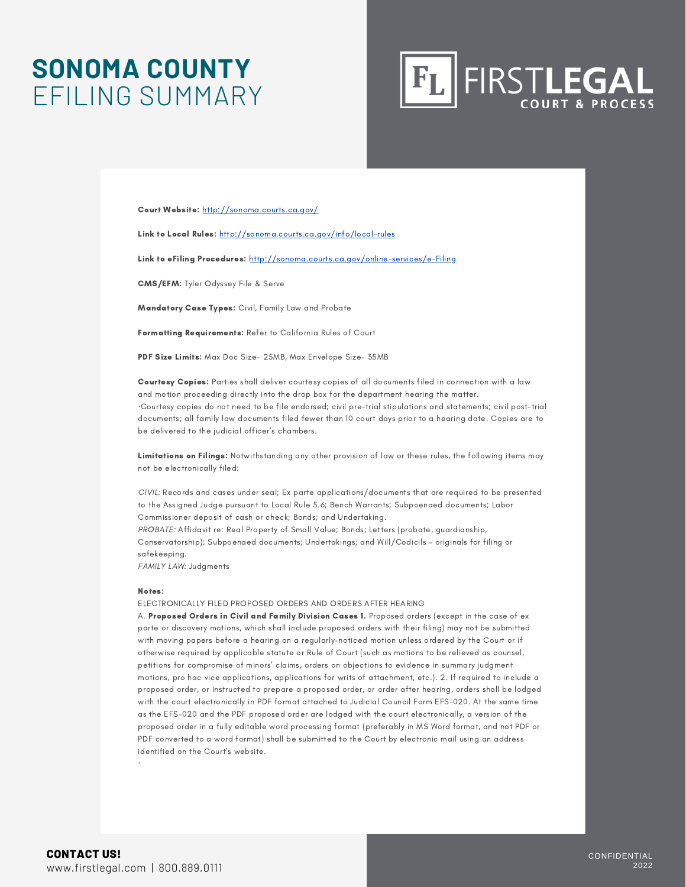# SONOMA COUNTY EFILING SUMMARY

FIRSTLEGAL COURT & PROCESS

**Court Website:** http://sonoma.courts.ca.gov/

**Link to Local Rules:** http://sonoma.courts.ca.gov/info/local-rules

**Link to eFiling Procedures:** http://sonoma.courts.ca.gov/online-services/e-Filing

**CMS/EFM:** Tyler Odyssey File & Serve

**Mandatory Case Types:** Civil, Family Law and Probate

**Formatting Requirements:** Refer to California Rules of Court

**PDF Size Limits:** Max Doc Size- 25MB, Max Envelope Size- 35MB

**Courtesy Copies:** Parties shall deliver courtesy copies of all documents filed in connection with a law and motion proceeding directly into the drop box for the department hearing the matter.
·Courtesy copies do not need to be file endorsed; civil pre-trial stipulations and statements; civil post-trial documents; all family law documents filed fewer than 10 court days prior to a hearing date. Copies are to be delivered to the judicial officer's chambers.

**Limitations on Filings:** Notwithstanding any other provision of law or these rules, the following items may not be electronically filed:

*CIVIL:* Records and cases under seal; Ex parte applications/documents that are required to be presented to the Assigned Judge pursuant to Local Rule 5.6; Bench Warrants; Subpoenaed documents; Labor Commissioner deposit of cash or check; Bonds; and Undertaking.
*PROBATE:* Affidavit re: Real Property of Small Value; Bonds; Letters (probate, guardianship, Conservatorship); Subpoenaed documents; Undertakings; and Will/Codicils – originals for filing or safekeeping.
*FAMILY LAW:* Judgments

**Notes:**

ELECTRONICALLY FILED PROPOSED ORDERS AND ORDERS AFTER HEARING
A. **Proposed Orders in Civil and Family Division Cases 1.** Proposed orders (except in the case of ex parte or discovery motions, which shall include proposed orders with their filing) may not be submitted with moving papers before a hearing on a regularly-noticed motion unless ordered by the Court or if otherwise required by applicable statute or Rule of Court (such as motions to be relieved as counsel, petitions for compromise of minors' claims, orders on objections to evidence in summary judgment motions, pro hac vice applications, applications for writs of attachment, etc.). 2. If required to include a proposed order, or instructed to prepare a proposed order, or order after hearing, orders shall be lodged with the court electronically in PDF format attached to Judicial Council Form EFS-020. At the same time as the EFS-020 and the PDF proposed order are lodged with the court electronically, a version of the proposed order in a fully editable word processing format (preferably in MS Word format, and not PDF or PDF converted to a word format) shall be submitted to the Court by electronic mail using an address identified on the Court's website.

**CONTACT US!**
www.firstlegal.com | 800.889.0111

CONFIDENTIAL 2022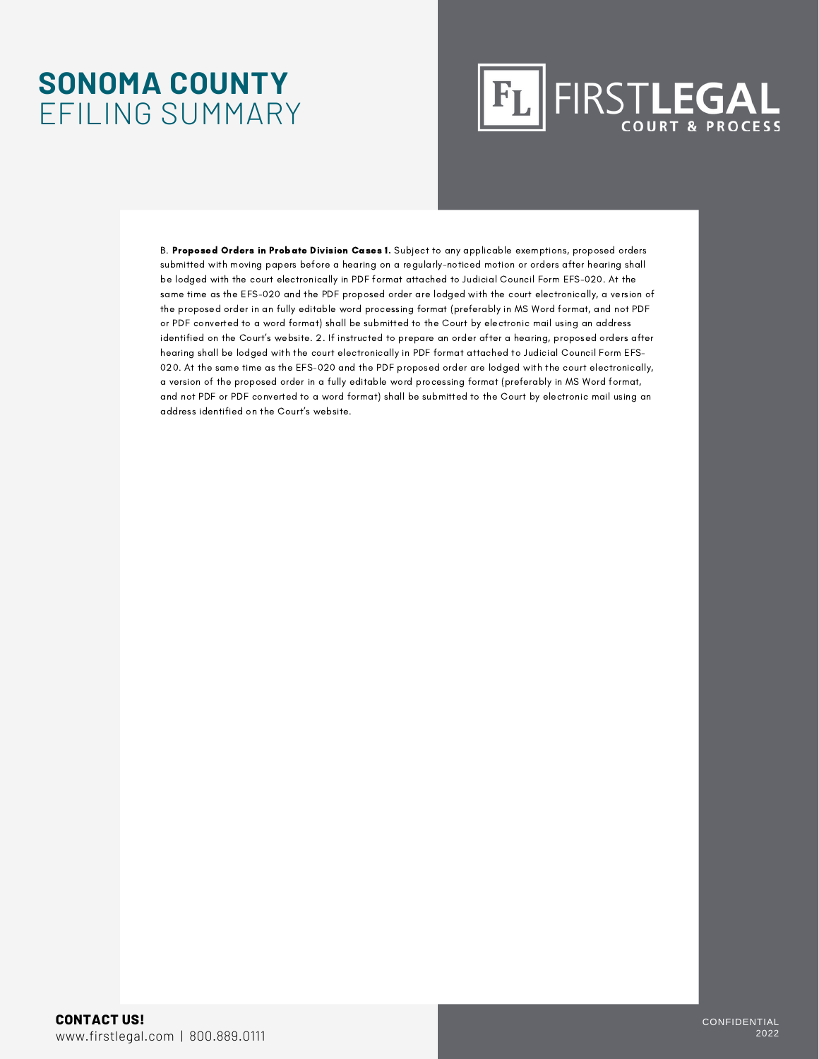B. **Proposed Orders in Probate Division Cases 1.** Subject to any applicable exemptions, proposed orders submitted with moving papers before a hearing on a regularly-noticed motion or orders after hearing shall be lodged with the court electronically in PDF format attached to Judicial Council Form EFS-020. At the same time as the EFS-020 and the PDF proposed order are lodged with the court electronically, a version of the proposed order in an fully editable word processing format (preferably in MS Word format, and not PDF or PDF converted to a word format) shall be submitted to the Court by electronic mail using an address identified on the Court's website. 2. If instructed to prepare an order after a hearing, proposed orders after hearing shall be lodged with the court electronically in PDF format attached to Judicial Council Form EFS-020. At the same time as the EFS-020 and the PDF proposed order are lodged with the court electronically, a version of the proposed order in a fully editable word processing format (preferably in MS Word format, and not PDF or PDF converted to a word format) shall be submitted to the Court by electronic mail using an address identified on the Court's website.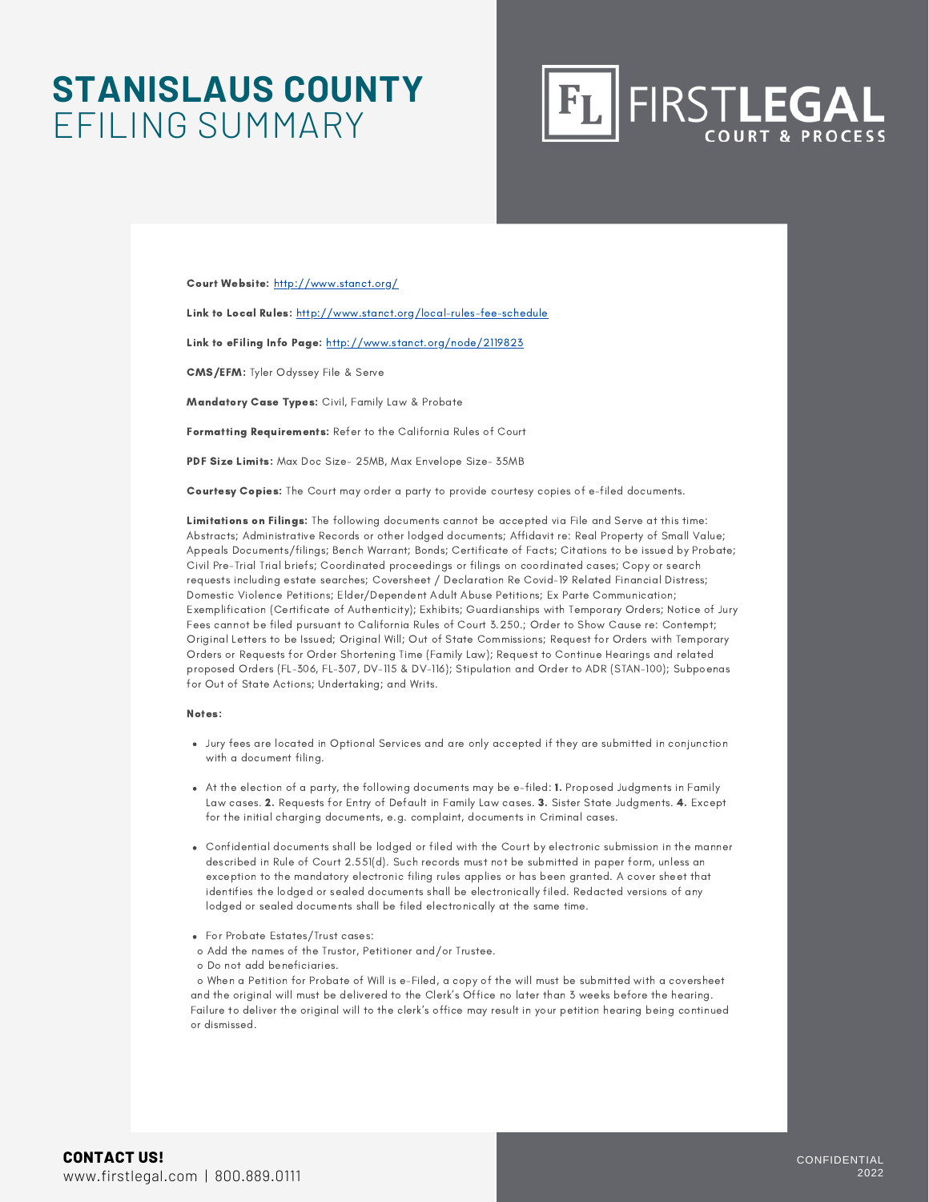# STANISLAUS COUNTY
## EFILING SUMMARY

**Court Website:** http://www.stanct.org/

**Link to Local Rules:** http://www.stanct.org/local-rules-fee-schedule

**Link to eFiling Info Page:** http://www.stanct.org/node/2119823

**CMS/EFM:** Tyler Odyssey File & Serve

**Mandatory Case Types:** Civil, Family Law & Probate

**Formatting Requirements:** Refer to the California Rules of Court

**PDF Size Limits:** Max Doc Size- 25MB, Max Envelope Size- 35MB

**Courtesy Copies:** The Court may order a party to provide courtesy copies of e-filed documents.

**Limitations on Filings:** The following documents cannot be accepted via File and Serve at this time: Abstracts; Administrative Records or other lodged documents; Affidavit re: Real Property of Small Value; Appeals Documents/filings; Bench Warrant; Bonds; Certificate of Facts; Citations to be issued by Probate; Civil Pre-Trial Trial briefs; Coordinated proceedings or filings on coordinated cases; Copy or search requests including estate searches; Coversheet / Declaration Re Covid-19 Related Financial Distress; Domestic Violence Petitions; Elder/Dependent Adult Abuse Petitions; Ex Parte Communication; Exemplification (Certificate of Authenticity); Exhibits; Guardianships with Temporary Orders; Notice of Jury Fees cannot be filed pursuant to California Rules of Court 3.250.; Order to Show Cause re: Contempt; Original Letters to be Issued; Original Will; Out of State Commissions; Request for Orders with Temporary Orders or Requests for Order Shortening Time (Family Law); Request to Continue Hearings and related proposed Orders (FL-306, FL-307, DV-115 & DV-116); Stipulation and Order to ADR (STAN-100); Subpoenas for Out of State Actions; Undertaking; and Writs.

**Notes:**

- Jury fees are located in Optional Services and are only accepted if they are submitted in conjunction with a document filing.
- At the election of a party, the following documents may be e-filed: **1.** Proposed Judgments in Family Law cases. **2.** Requests for Entry of Default in Family Law cases. **3.** Sister State Judgments. **4.** Except for the initial charging documents, e.g. complaint, documents in Criminal cases.
- Confidential documents shall be lodged or filed with the Court by electronic submission in the manner described in Rule of Court 2.551(d). Such records must not be submitted in paper form, unless an exception to the mandatory electronic filing rules applies or has been granted. A cover sheet that identifies the lodged or sealed documents shall be electronically filed. Redacted versions of any lodged or sealed documents shall be filed electronically at the same time.
- For Probate Estates/Trust cases:
  - o Add the names of the Trustor, Petitioner and/or Trustee.
  - o Do not add beneficiaries.
  - o When a Petition for Probate of Will is e-Filed, a copy of the will must be submitted with a coversheet and the original will must be delivered to the Clerk's Office no later than 3 weeks before the hearing. Failure to deliver the original will to the clerk's office may result in your petition hearing being continued or dismissed.

**CONTACT US!**
www.firstlegal.com | 800.889.0111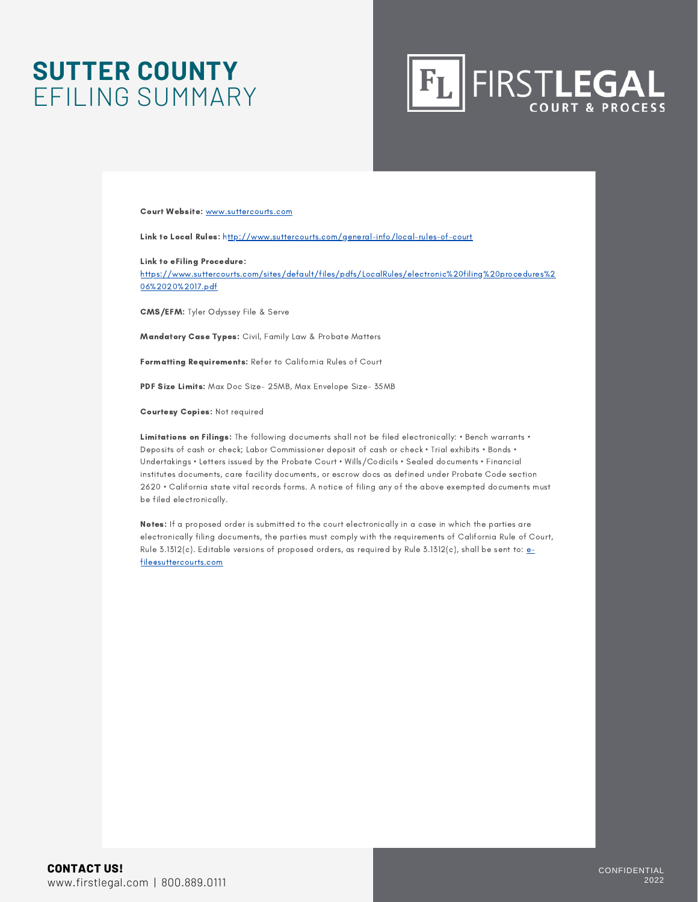# SUTTER COUNTY
## EFILING SUMMARY

**Court Website:** www.suttercourts.com

**Link to Local Rules:** http://www.suttercourts.com/general-info/local-rules-of-court

**Link to eFiling Procedure:**
https://www.suttercourts.com/sites/default/files/pdfs/LocalRules/electronic%20filing%20procedures%206%2020%2017.pdf

**CMS/EFM:** Tyler Odyssey File & Serve

**Mandatory Case Types:** Civil, Family Law & Probate Matters

**Formatting Requirements:** Refer to California Rules of Court

**PDF Size Limits:** Max Doc Size- 25MB, Max Envelope Size- 35MB

**Courtesy Copies:** Not required

**Limitations on Filings:** The following documents shall not be filed electronically: • Bench warrants • Deposits of cash or check; Labor Commissioner deposit of cash or check • Trial exhibits • Bonds • Undertakings • Letters issued by the Probate Court • Wills/Codicils • Sealed documents • Financial institutes documents, care facility documents, or escrow docs as defined under Probate Code section 2620 • California state vital records forms. A notice of filing any of the above exempted documents must be filed electronically.

**Notes:** If a proposed order is submitted to the court electronically in a case in which the parties are electronically filing documents, the parties must comply with the requirements of California Rule of Court, Rule 3.1312(c). Editable versions of proposed orders, as required by Rule 3.1312(c), shall be sent to: e-file@suttercourts.com

**CONTACT US!**
www.firstlegal.com | 800.889.0111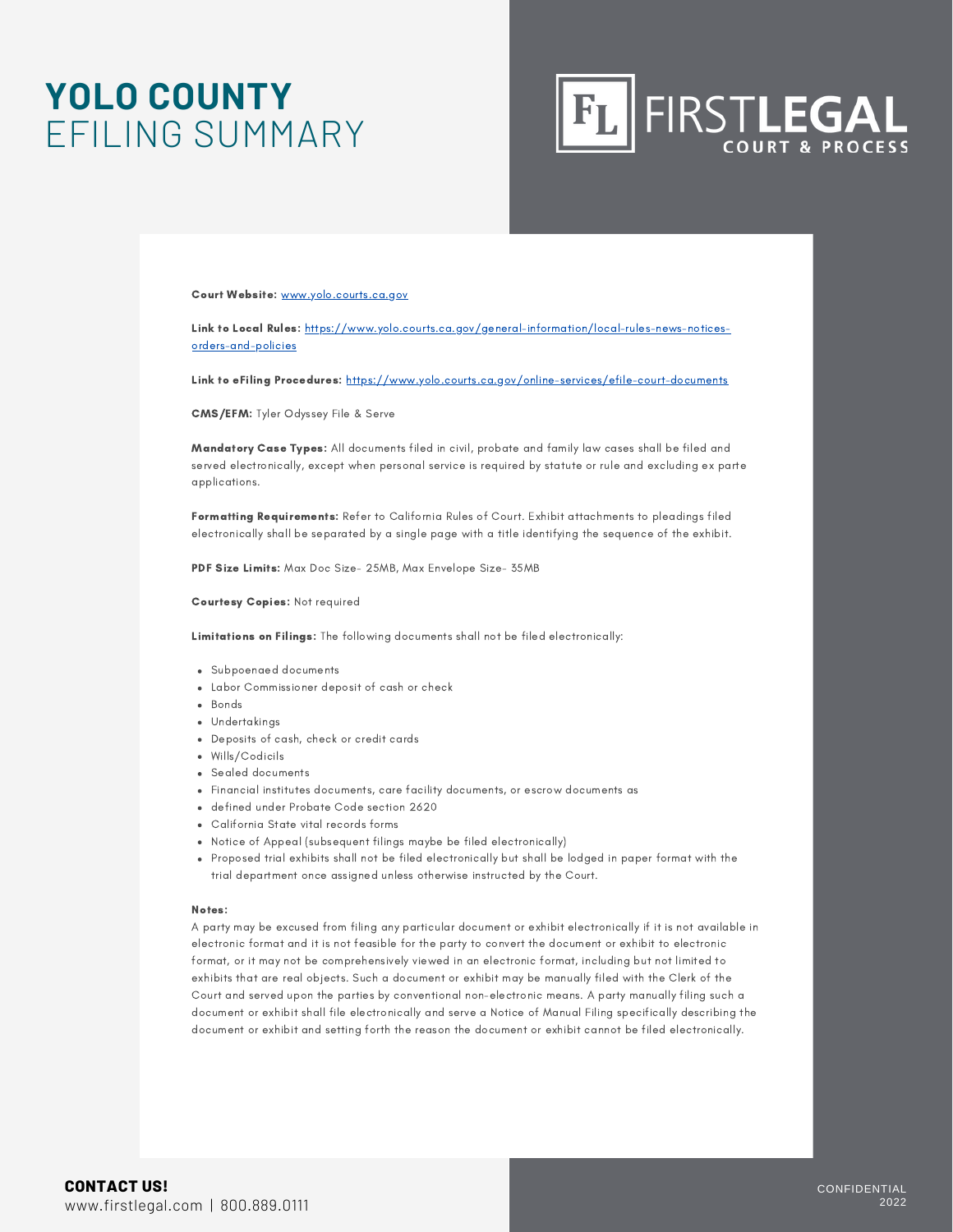# YOLO COUNTY
EFILING SUMMARY

FIRST**LEGAL** COURT & PROCESS

**Court Website:** www.yolo.courts.ca.gov

**Link to Local Rules:** https://www.yolo.courts.ca.gov/general-information/local-rules-news-notices-orders-and-policies

**Link to eFiling Procedures:** https://www.yolo.courts.ca.gov/online-services/efile-court-documents

**CMS/EFM:** Tyler Odyssey File & Serve

**Mandatory Case Types:** All documents filed in civil, probate and family law cases shall be filed and served electronically, except when personal service is required by statute or rule and excluding ex parte applications.

**Formatting Requirements:** Refer to California Rules of Court. Exhibit attachments to pleadings filed electronically shall be separated by a single page with a title identifying the sequence of the exhibit.

**PDF Size Limits:** Max Doc Size- 25MB, Max Envelope Size- 35MB

**Courtesy Copies:** Not required

**Limitations on Filings:** The following documents shall not be filed electronically:

- Subpoenaed documents
- Labor Commissioner deposit of cash or check
- Bonds
- Undertakings
- Deposits of cash, check or credit cards
- Wills/Codicils
- Sealed documents
- Financial institutes documents, care facility documents, or escrow documents as
- defined under Probate Code section 2620
- California State vital records forms
- Notice of Appeal (subsequent filings maybe be filed electronically)
- Proposed trial exhibits shall not be filed electronically but shall be lodged in paper format with the trial department once assigned unless otherwise instructed by the Court.

**Notes:**

A party may be excused from filing any particular document or exhibit electronically if it is not available in electronic format and it is not feasible for the party to convert the document or exhibit to electronic format, or it may not be comprehensively viewed in an electronic format, including but not limited to exhibits that are real objects. Such a document or exhibit may be manually filed with the Clerk of the Court and served upon the parties by conventional non-electronic means. A party manually filing such a document or exhibit shall file electronically and serve a Notice of Manual Filing specifically describing the document or exhibit and setting forth the reason the document or exhibit cannot be filed electronically.

**CONTACT US!**
www.firstlegal.com | 800.889.0111

CONFIDENTIAL
2022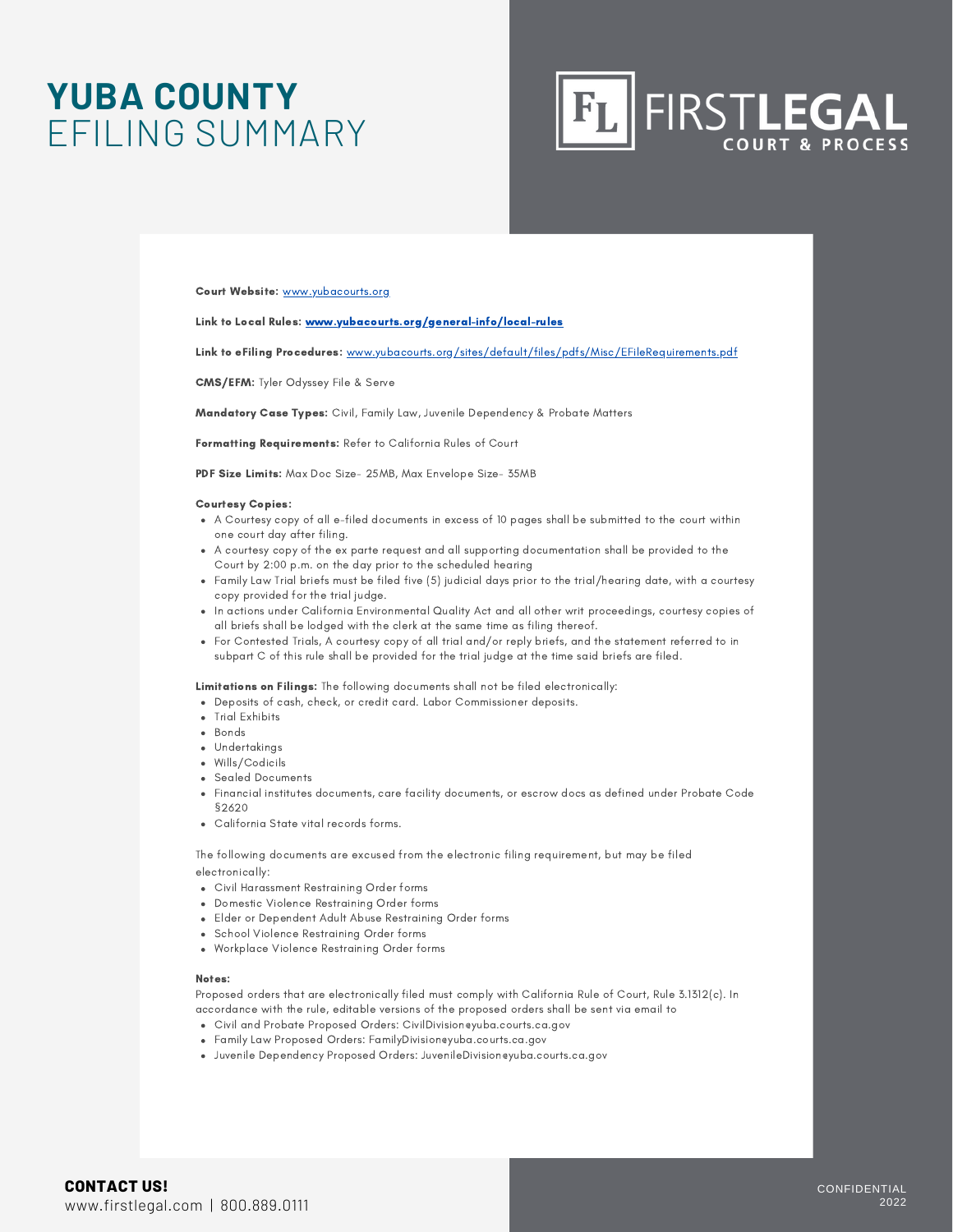# YUBA COUNTY EFILING SUMMARY

FIRSTLEGAL COURT & PROCESS

**Court Website:** www.yubacourts.org

**Link to Local Rules:** **www.yubacourts.org/general-info/local-rules**

**Link to eFiling Procedures:** www.yubacourts.org/sites/default/files/pdfs/Misc/EFileRequirements.pdf

**CMS/EFM:** Tyler Odyssey File & Serve

**Mandatory Case Types:** Civil, Family Law, Juvenile Dependency & Probate Matters

**Formatting Requirements:** Refer to California Rules of Court

**PDF Size Limits:** Max Doc Size- 25MB, Max Envelope Size- 35MB

**Courtesy Copies:**

- A Courtesy copy of all e-filed documents in excess of 10 pages shall be submitted to the court within one court day after filing.
- A courtesy copy of the ex parte request and all supporting documentation shall be provided to the Court by 2:00 p.m. on the day prior to the scheduled hearing
- Family Law Trial briefs must be filed five (5) judicial days prior to the trial/hearing date, with a courtesy copy provided for the trial judge.
- In actions under California Environmental Quality Act and all other writ proceedings, courtesy copies of all briefs shall be lodged with the clerk at the same time as filing thereof.
- For Contested Trials, A courtesy copy of all trial and/or reply briefs, and the statement referred to in subpart C of this rule shall be provided for the trial judge at the time said briefs are filed.

**Limitations on Filings:** The following documents shall not be filed electronically:

- Deposits of cash, check, or credit card. Labor Commissioner deposits.
- Trial Exhibits
- Bonds
- Undertakings
- Wills/Codicils
- Sealed Documents
- Financial institutes documents, care facility documents, or escrow docs as defined under Probate Code §2620
- California State vital records forms.

The following documents are excused from the electronic filing requirement, but may be filed electronically:

- Civil Harassment Restraining Order forms
- Domestic Violence Restraining Order forms
- Elder or Dependent Adult Abuse Restraining Order forms
- School Violence Restraining Order forms
- Workplace Violence Restraining Order forms

**Notes:**

Proposed orders that are electronically filed must comply with California Rule of Court, Rule 3.1312(c). In accordance with the rule, editable versions of the proposed orders shall be sent via email to

- Civil and Probate Proposed Orders: CivilDivision@yuba.courts.ca.gov
- Family Law Proposed Orders: FamilyDivision@yuba.courts.ca.gov
- Juvenile Dependency Proposed Orders: JuvenileDivision@yuba.courts.ca.gov

**CONTACT US!**

www.firstlegal.com | 800.889.0111

CONFIDENTIAL 2022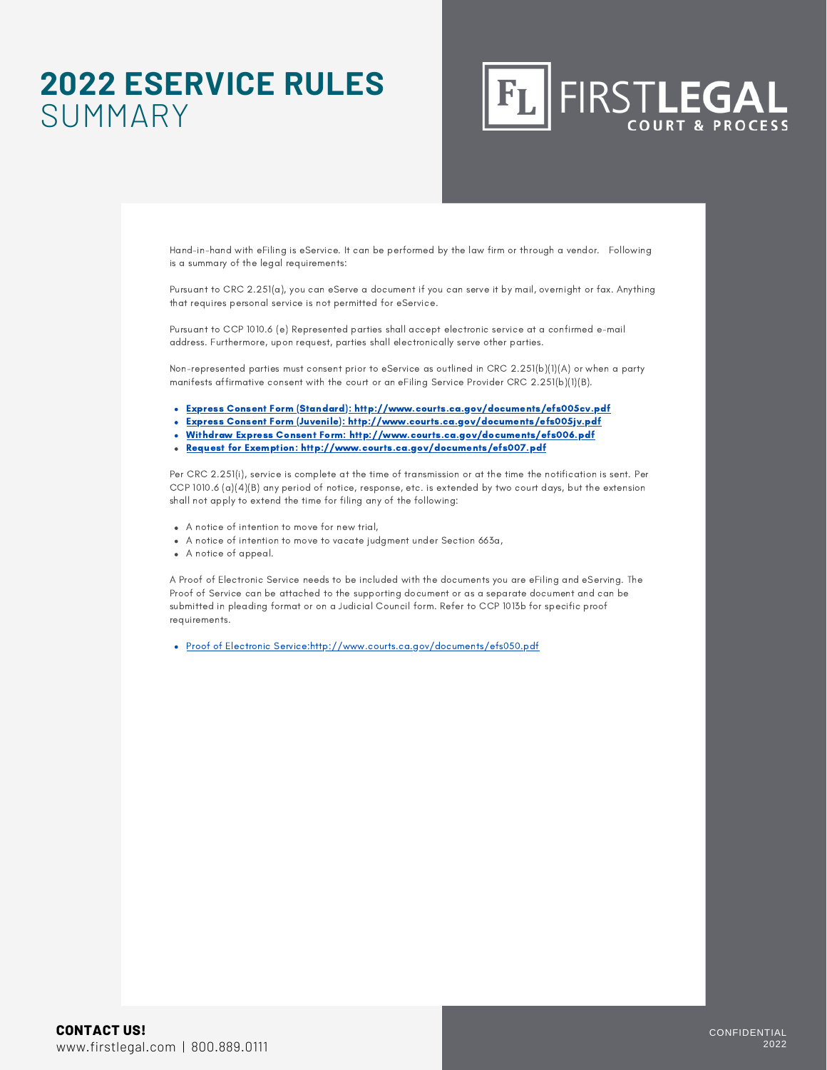# 2022 ESERVICE RULES SUMMARY

FIRST**LEGAL** COURT & PROCESS

Hand-in-hand with eFiling is eService. It can be performed by the law firm or through a vendor. Following is a summary of the legal requirements:

Pursuant to CRC 2.251(a), you can eServe a document if you can serve it by mail, overnight or fax. Anything that requires personal service is not permitted for eService.

Pursuant to CCP 1010.6 (e) Represented parties shall accept electronic service at a confirmed e-mail address. Furthermore, upon request, parties shall electronically serve other parties.

Non-represented parties must consent prior to eService as outlined in CRC 2.251(b)(1)(A) or when a party manifests affirmative consent with the court or an eFiling Service Provider CRC 2.251(b)(1)(B).

- **Express Consent Form (Standard): http://www.courts.ca.gov/documents/efs005cv.pdf**
- **Express Consent Form (Juvenile): http://www.courts.ca.gov/documents/efs005jv.pdf**
- **Withdraw Express Consent Form: http://www.courts.ca.gov/documents/efs006.pdf**
- **Request for Exemption: http://www.courts.ca.gov/documents/efs007.pdf**

Per CRC 2.251(i), service is complete at the time of transmission or at the time the notification is sent. Per CCP 1010.6 (a)(4)(B) any period of notice, response, etc. is extended by two court days, but the extension shall not apply to extend the time for filing any of the following:

- A notice of intention to move for new trial,
- A notice of intention to move to vacate judgment under Section 663a,
- A notice of appeal.

A Proof of Electronic Service needs to be included with the documents you are eFiling and eServing. The Proof of Service can be attached to the supporting document or as a separate document and can be submitted in pleading format or on a Judicial Council form. Refer to CCP 1013b for specific proof requirements.

- Proof of Electronic Service:http://www.courts.ca.gov/documents/efs050.pdf

**CONTACT US!**
www.firstlegal.com | 800.889.0111

CONFIDENTIAL 2022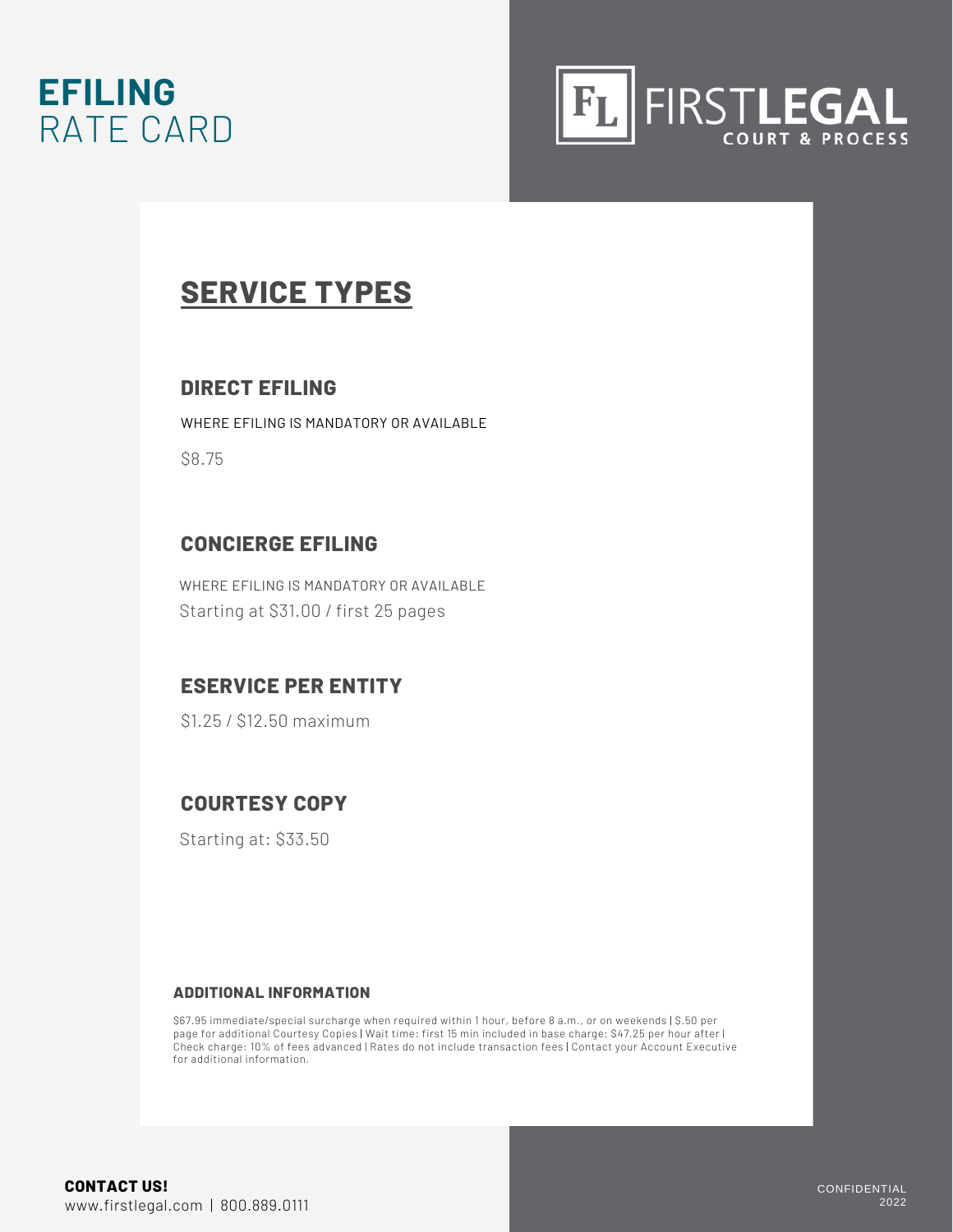# EFILING RATE CARD

FIRSTLEGAL COURT & PROCESS

## SERVICE TYPES

### DIRECT EFILING

WHERE EFILING IS MANDATORY OR AVAILABLE

$8.75

### CONCIERGE EFILING

WHERE EFILING IS MANDATORY OR AVAILABLE

Starting at $31.00 / first 25 pages

### ESERVICE PER ENTITY

$1.25 / $12.50 maximum

### COURTESY COPY

Starting at: $33.50

#### ADDITIONAL INFORMATION

$67.95 immediate/special surcharge when required within 1 hour, before 8 a.m., or on weekends | $.50 per page for additional Courtesy Copies | Wait time: first 15 min included in base charge; $47.25 per hour after | Check charge: 10% of fees advanced | Rates do not include transaction fees | Contact your Account Executive for additional information.

**CONTACT US!**

www.firstlegal.com | 800.889.0111

CONFIDENTIAL 2022